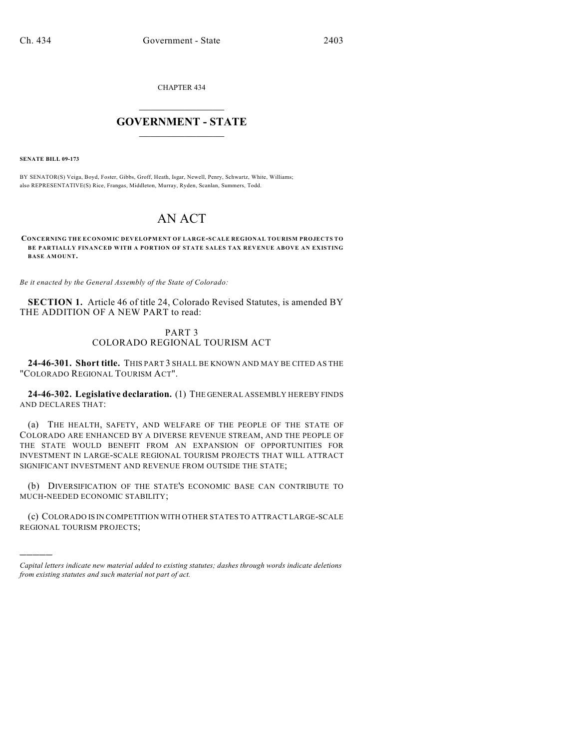CHAPTER 434

# GOVERNMENT - STATE

**SENATE BILL 09-173**

BY SENATOR(S) Veiga, Boyd, Foster, Gibbs, Groff, Heath, Isgar, Newell, Penry, Schwartz, White, Williams; also REPRESENTATIVE(S) Rice, Frangas, Middleton, Murray, Ryden, Scanlan, Summers, Todd.

# AN ACT

**CONCERNING THE ECONOMIC DEVELOPMENT OF LARGE-SCALE REGIONAL TOURISM PROJECTS TO BE PARTIALLY FINANCED WITH A PORTION OF STATE SALES TAX REVENUE ABOVE AN EXISTING BASE AMOUNT.**

*Be it enacted by the General Assembly of the State of Colorado:*

**SECTION 1.** Article 46 of title 24, Colorado Revised Statutes, is amended BY THE ADDITION OF A NEW PART to read:

## PART 3
## COLORADO REGIONAL TOURISM ACT

**24-46-301. Short title.** THIS PART 3 SHALL BE KNOWN AND MAY BE CITED AS THE "COLORADO REGIONAL TOURISM ACT".

**24-46-302. Legislative declaration.** (1) THE GENERAL ASSEMBLY HEREBY FINDS AND DECLARES THAT:

(a) THE HEALTH, SAFETY, AND WELFARE OF THE PEOPLE OF THE STATE OF COLORADO ARE ENHANCED BY A DIVERSE REVENUE STREAM, AND THE PEOPLE OF THE STATE WOULD BENEFIT FROM AN EXPANSION OF OPPORTUNITIES FOR INVESTMENT IN LARGE-SCALE REGIONAL TOURISM PROJECTS THAT WILL ATTRACT SIGNIFICANT INVESTMENT AND REVENUE FROM OUTSIDE THE STATE;

(b) DIVERSIFICATION OF THE STATE'S ECONOMIC BASE CAN CONTRIBUTE TO MUCH-NEEDED ECONOMIC STABILITY;

(c) COLORADO IS IN COMPETITION WITH OTHER STATES TO ATTRACT LARGE-SCALE REGIONAL TOURISM PROJECTS;

---

*Capital letters indicate new material added to existing statutes; dashes through words indicate deletions from existing statutes and such material not part of act.*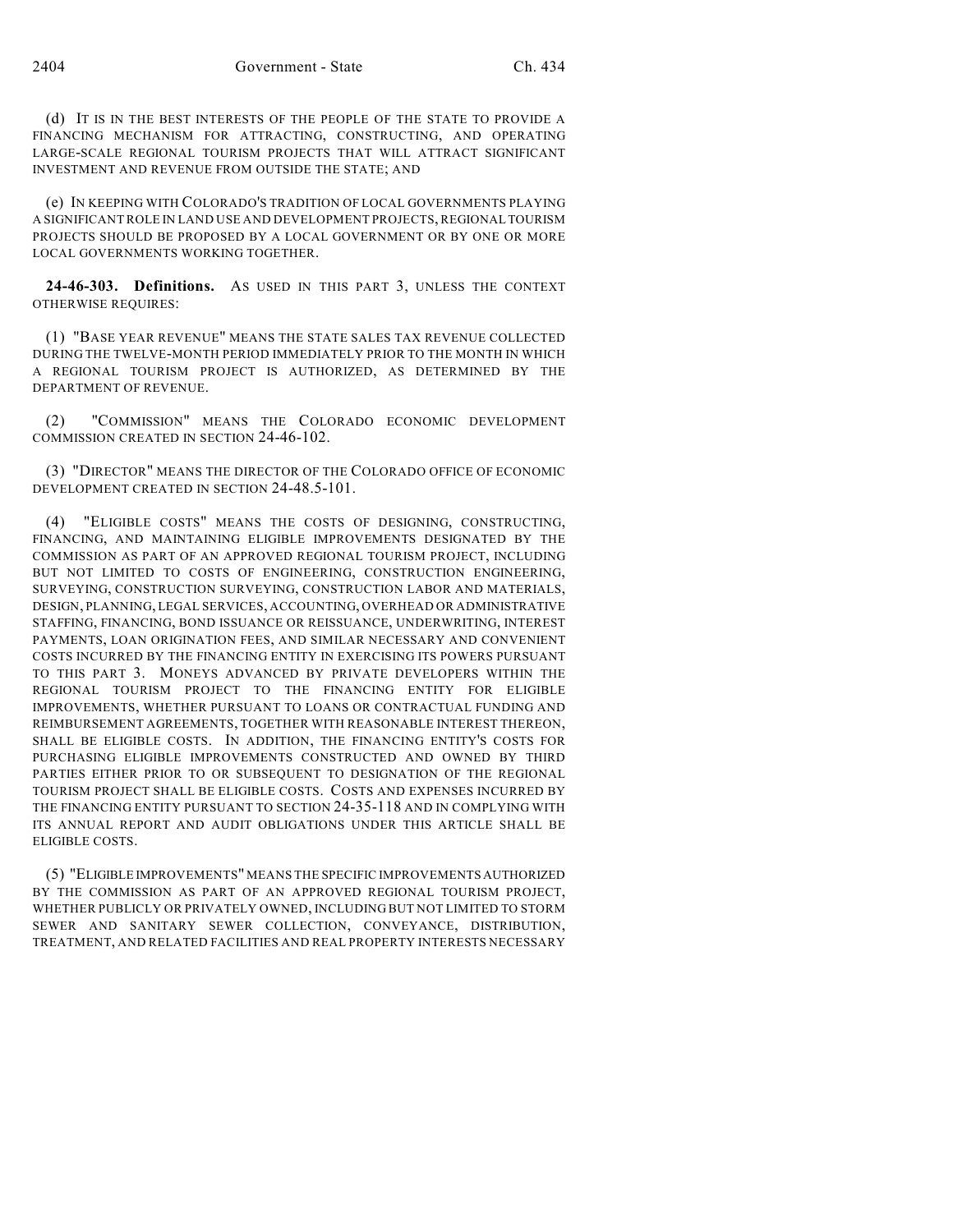(d) IT IS IN THE BEST INTERESTS OF THE PEOPLE OF THE STATE TO PROVIDE A FINANCING MECHANISM FOR ATTRACTING, CONSTRUCTING, AND OPERATING LARGE-SCALE REGIONAL TOURISM PROJECTS THAT WILL ATTRACT SIGNIFICANT INVESTMENT AND REVENUE FROM OUTSIDE THE STATE; AND

(e) IN KEEPING WITH COLORADO'S TRADITION OF LOCAL GOVERNMENTS PLAYING A SIGNIFICANT ROLE IN LAND USE AND DEVELOPMENT PROJECTS, REGIONAL TOURISM PROJECTS SHOULD BE PROPOSED BY A LOCAL GOVERNMENT OR BY ONE OR MORE LOCAL GOVERNMENTS WORKING TOGETHER.

**24-46-303. Definitions.** AS USED IN THIS PART 3, UNLESS THE CONTEXT OTHERWISE REQUIRES:

(1) "BASE YEAR REVENUE" MEANS THE STATE SALES TAX REVENUE COLLECTED DURING THE TWELVE-MONTH PERIOD IMMEDIATELY PRIOR TO THE MONTH IN WHICH A REGIONAL TOURISM PROJECT IS AUTHORIZED, AS DETERMINED BY THE DEPARTMENT OF REVENUE.

(2) "COMMISSION" MEANS THE COLORADO ECONOMIC DEVELOPMENT COMMISSION CREATED IN SECTION 24-46-102.

(3) "DIRECTOR" MEANS THE DIRECTOR OF THE COLORADO OFFICE OF ECONOMIC DEVELOPMENT CREATED IN SECTION 24-48.5-101.

(4) "ELIGIBLE COSTS" MEANS THE COSTS OF DESIGNING, CONSTRUCTING, FINANCING, AND MAINTAINING ELIGIBLE IMPROVEMENTS DESIGNATED BY THE COMMISSION AS PART OF AN APPROVED REGIONAL TOURISM PROJECT, INCLUDING BUT NOT LIMITED TO COSTS OF ENGINEERING, CONSTRUCTION ENGINEERING, SURVEYING, CONSTRUCTION SURVEYING, CONSTRUCTION LABOR AND MATERIALS, DESIGN, PLANNING, LEGAL SERVICES, ACCOUNTING, OVERHEAD OR ADMINISTRATIVE STAFFING, FINANCING, BOND ISSUANCE OR REISSUANCE, UNDERWRITING, INTEREST PAYMENTS, LOAN ORIGINATION FEES, AND SIMILAR NECESSARY AND CONVENIENT COSTS INCURRED BY THE FINANCING ENTITY IN EXERCISING ITS POWERS PURSUANT TO THIS PART 3. MONEYS ADVANCED BY PRIVATE DEVELOPERS WITHIN THE REGIONAL TOURISM PROJECT TO THE FINANCING ENTITY FOR ELIGIBLE IMPROVEMENTS, WHETHER PURSUANT TO LOANS OR CONTRACTUAL FUNDING AND REIMBURSEMENT AGREEMENTS, TOGETHER WITH REASONABLE INTEREST THEREON, SHALL BE ELIGIBLE COSTS. IN ADDITION, THE FINANCING ENTITY'S COSTS FOR PURCHASING ELIGIBLE IMPROVEMENTS CONSTRUCTED AND OWNED BY THIRD PARTIES EITHER PRIOR TO OR SUBSEQUENT TO DESIGNATION OF THE REGIONAL TOURISM PROJECT SHALL BE ELIGIBLE COSTS. COSTS AND EXPENSES INCURRED BY THE FINANCING ENTITY PURSUANT TO SECTION 24-35-118 AND IN COMPLYING WITH ITS ANNUAL REPORT AND AUDIT OBLIGATIONS UNDER THIS ARTICLE SHALL BE ELIGIBLE COSTS.

(5) "ELIGIBLE IMPROVEMENTS" MEANS THE SPECIFIC IMPROVEMENTS AUTHORIZED BY THE COMMISSION AS PART OF AN APPROVED REGIONAL TOURISM PROJECT, WHETHER PUBLICLY OR PRIVATELY OWNED, INCLUDING BUT NOT LIMITED TO STORM SEWER AND SANITARY SEWER COLLECTION, CONVEYANCE, DISTRIBUTION, TREATMENT, AND RELATED FACILITIES AND REAL PROPERTY INTERESTS NECESSARY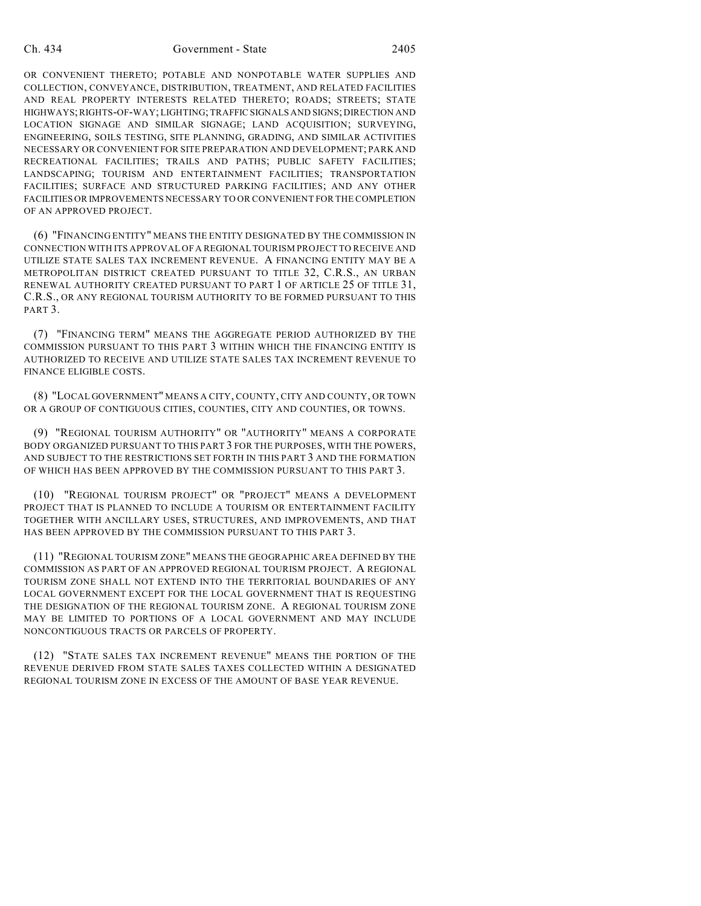OR CONVENIENT THERETO; POTABLE AND NONPOTABLE WATER SUPPLIES AND COLLECTION, CONVEYANCE, DISTRIBUTION, TREATMENT, AND RELATED FACILITIES AND REAL PROPERTY INTERESTS RELATED THERETO; ROADS; STREETS; STATE HIGHWAYS; RIGHTS-OF-WAY; LIGHTING; TRAFFIC SIGNALS AND SIGNS; DIRECTION AND LOCATION SIGNAGE AND SIMILAR SIGNAGE; LAND ACQUISITION; SURVEYING, ENGINEERING, SOILS TESTING, SITE PLANNING, GRADING, AND SIMILAR ACTIVITIES NECESSARY OR CONVENIENT FOR SITE PREPARATION AND DEVELOPMENT; PARK AND RECREATIONAL FACILITIES; TRAILS AND PATHS; PUBLIC SAFETY FACILITIES; LANDSCAPING; TOURISM AND ENTERTAINMENT FACILITIES; TRANSPORTATION FACILITIES; SURFACE AND STRUCTURED PARKING FACILITIES; AND ANY OTHER FACILITIES OR IMPROVEMENTS NECESSARY TO OR CONVENIENT FOR THE COMPLETION OF AN APPROVED PROJECT.

(6) "FINANCING ENTITY" MEANS THE ENTITY DESIGNATED BY THE COMMISSION IN CONNECTION WITH ITS APPROVAL OF A REGIONAL TOURISM PROJECT TO RECEIVE AND UTILIZE STATE SALES TAX INCREMENT REVENUE. A FINANCING ENTITY MAY BE A METROPOLITAN DISTRICT CREATED PURSUANT TO TITLE 32, C.R.S., AN URBAN RENEWAL AUTHORITY CREATED PURSUANT TO PART 1 OF ARTICLE 25 OF TITLE 31, C.R.S., OR ANY REGIONAL TOURISM AUTHORITY TO BE FORMED PURSUANT TO THIS PART 3.

(7) "FINANCING TERM" MEANS THE AGGREGATE PERIOD AUTHORIZED BY THE COMMISSION PURSUANT TO THIS PART 3 WITHIN WHICH THE FINANCING ENTITY IS AUTHORIZED TO RECEIVE AND UTILIZE STATE SALES TAX INCREMENT REVENUE TO FINANCE ELIGIBLE COSTS.

(8) "LOCAL GOVERNMENT" MEANS A CITY, COUNTY, CITY AND COUNTY, OR TOWN OR A GROUP OF CONTIGUOUS CITIES, COUNTIES, CITY AND COUNTIES, OR TOWNS.

(9) "REGIONAL TOURISM AUTHORITY" OR "AUTHORITY" MEANS A CORPORATE BODY ORGANIZED PURSUANT TO THIS PART 3 FOR THE PURPOSES, WITH THE POWERS, AND SUBJECT TO THE RESTRICTIONS SET FORTH IN THIS PART 3 AND THE FORMATION OF WHICH HAS BEEN APPROVED BY THE COMMISSION PURSUANT TO THIS PART 3.

(10) "REGIONAL TOURISM PROJECT" OR "PROJECT" MEANS A DEVELOPMENT PROJECT THAT IS PLANNED TO INCLUDE A TOURISM OR ENTERTAINMENT FACILITY TOGETHER WITH ANCILLARY USES, STRUCTURES, AND IMPROVEMENTS, AND THAT HAS BEEN APPROVED BY THE COMMISSION PURSUANT TO THIS PART 3.

(11) "REGIONAL TOURISM ZONE" MEANS THE GEOGRAPHIC AREA DEFINED BY THE COMMISSION AS PART OF AN APPROVED REGIONAL TOURISM PROJECT. A REGIONAL TOURISM ZONE SHALL NOT EXTEND INTO THE TERRITORIAL BOUNDARIES OF ANY LOCAL GOVERNMENT EXCEPT FOR THE LOCAL GOVERNMENT THAT IS REQUESTING THE DESIGNATION OF THE REGIONAL TOURISM ZONE. A REGIONAL TOURISM ZONE MAY BE LIMITED TO PORTIONS OF A LOCAL GOVERNMENT AND MAY INCLUDE NONCONTIGUOUS TRACTS OR PARCELS OF PROPERTY.

(12) "STATE SALES TAX INCREMENT REVENUE" MEANS THE PORTION OF THE REVENUE DERIVED FROM STATE SALES TAXES COLLECTED WITHIN A DESIGNATED REGIONAL TOURISM ZONE IN EXCESS OF THE AMOUNT OF BASE YEAR REVENUE.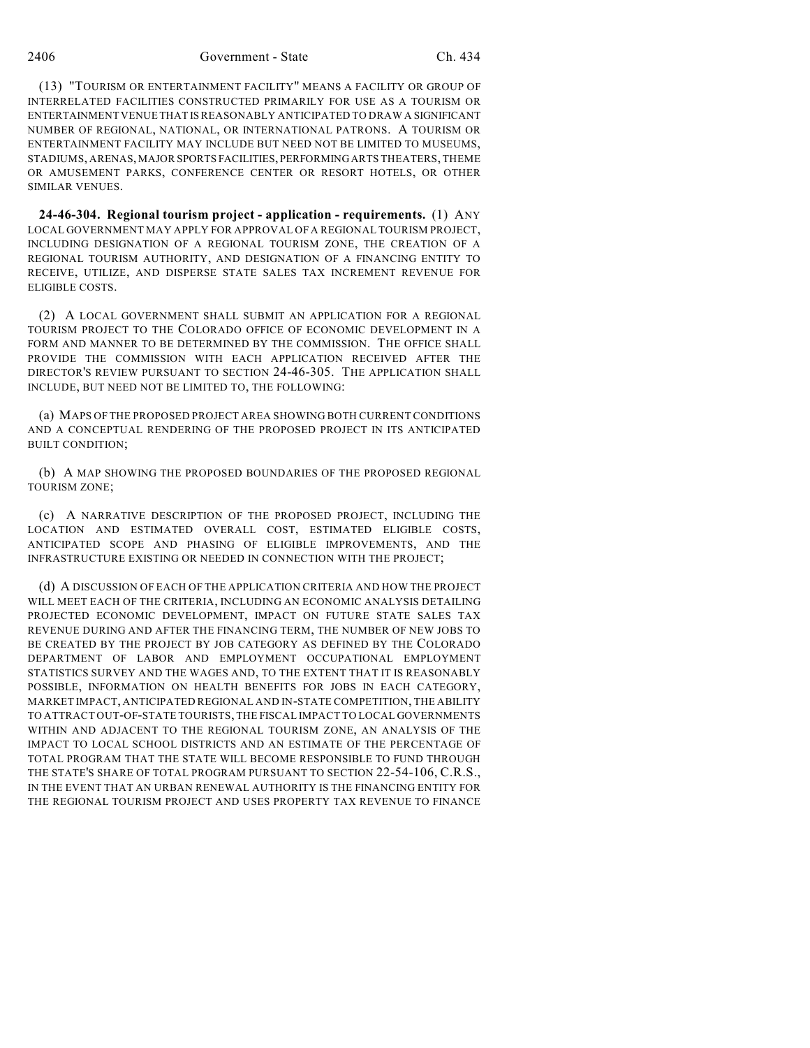(13) "TOURISM OR ENTERTAINMENT FACILITY" MEANS A FACILITY OR GROUP OF INTERRELATED FACILITIES CONSTRUCTED PRIMARILY FOR USE AS A TOURISM OR ENTERTAINMENT VENUE THAT IS REASONABLY ANTICIPATED TO DRAW A SIGNIFICANT NUMBER OF REGIONAL, NATIONAL, OR INTERNATIONAL PATRONS. A TOURISM OR ENTERTAINMENT FACILITY MAY INCLUDE BUT NEED NOT BE LIMITED TO MUSEUMS, STADIUMS, ARENAS, MAJOR SPORTS FACILITIES, PERFORMING ARTS THEATERS, THEME OR AMUSEMENT PARKS, CONFERENCE CENTER OR RESORT HOTELS, OR OTHER SIMILAR VENUES.

**24-46-304. Regional tourism project - application - requirements.** (1) ANY LOCAL GOVERNMENT MAY APPLY FOR APPROVAL OF A REGIONAL TOURISM PROJECT, INCLUDING DESIGNATION OF A REGIONAL TOURISM ZONE, THE CREATION OF A REGIONAL TOURISM AUTHORITY, AND DESIGNATION OF A FINANCING ENTITY TO RECEIVE, UTILIZE, AND DISPERSE STATE SALES TAX INCREMENT REVENUE FOR ELIGIBLE COSTS.

(2) A LOCAL GOVERNMENT SHALL SUBMIT AN APPLICATION FOR A REGIONAL TOURISM PROJECT TO THE COLORADO OFFICE OF ECONOMIC DEVELOPMENT IN A FORM AND MANNER TO BE DETERMINED BY THE COMMISSION. THE OFFICE SHALL PROVIDE THE COMMISSION WITH EACH APPLICATION RECEIVED AFTER THE DIRECTOR'S REVIEW PURSUANT TO SECTION 24-46-305. THE APPLICATION SHALL INCLUDE, BUT NEED NOT BE LIMITED TO, THE FOLLOWING:

(a) MAPS OF THE PROPOSED PROJECT AREA SHOWING BOTH CURRENT CONDITIONS AND A CONCEPTUAL RENDERING OF THE PROPOSED PROJECT IN ITS ANTICIPATED BUILT CONDITION;

(b) A MAP SHOWING THE PROPOSED BOUNDARIES OF THE PROPOSED REGIONAL TOURISM ZONE;

(c) A NARRATIVE DESCRIPTION OF THE PROPOSED PROJECT, INCLUDING THE LOCATION AND ESTIMATED OVERALL COST, ESTIMATED ELIGIBLE COSTS, ANTICIPATED SCOPE AND PHASING OF ELIGIBLE IMPROVEMENTS, AND THE INFRASTRUCTURE EXISTING OR NEEDED IN CONNECTION WITH THE PROJECT;

(d) A DISCUSSION OF EACH OF THE APPLICATION CRITERIA AND HOW THE PROJECT WILL MEET EACH OF THE CRITERIA, INCLUDING AN ECONOMIC ANALYSIS DETAILING PROJECTED ECONOMIC DEVELOPMENT, IMPACT ON FUTURE STATE SALES TAX REVENUE DURING AND AFTER THE FINANCING TERM, THE NUMBER OF NEW JOBS TO BE CREATED BY THE PROJECT BY JOB CATEGORY AS DEFINED BY THE COLORADO DEPARTMENT OF LABOR AND EMPLOYMENT OCCUPATIONAL EMPLOYMENT STATISTICS SURVEY AND THE WAGES AND, TO THE EXTENT THAT IT IS REASONABLY POSSIBLE, INFORMATION ON HEALTH BENEFITS FOR JOBS IN EACH CATEGORY, MARKET IMPACT, ANTICIPATED REGIONAL AND IN-STATE COMPETITION, THE ABILITY TO ATTRACT OUT-OF-STATE TOURISTS, THE FISCAL IMPACT TO LOCAL GOVERNMENTS WITHIN AND ADJACENT TO THE REGIONAL TOURISM ZONE, AN ANALYSIS OF THE IMPACT TO LOCAL SCHOOL DISTRICTS AND AN ESTIMATE OF THE PERCENTAGE OF TOTAL PROGRAM THAT THE STATE WILL BECOME RESPONSIBLE TO FUND THROUGH THE STATE'S SHARE OF TOTAL PROGRAM PURSUANT TO SECTION 22-54-106, C.R.S., IN THE EVENT THAT AN URBAN RENEWAL AUTHORITY IS THE FINANCING ENTITY FOR THE REGIONAL TOURISM PROJECT AND USES PROPERTY TAX REVENUE TO FINANCE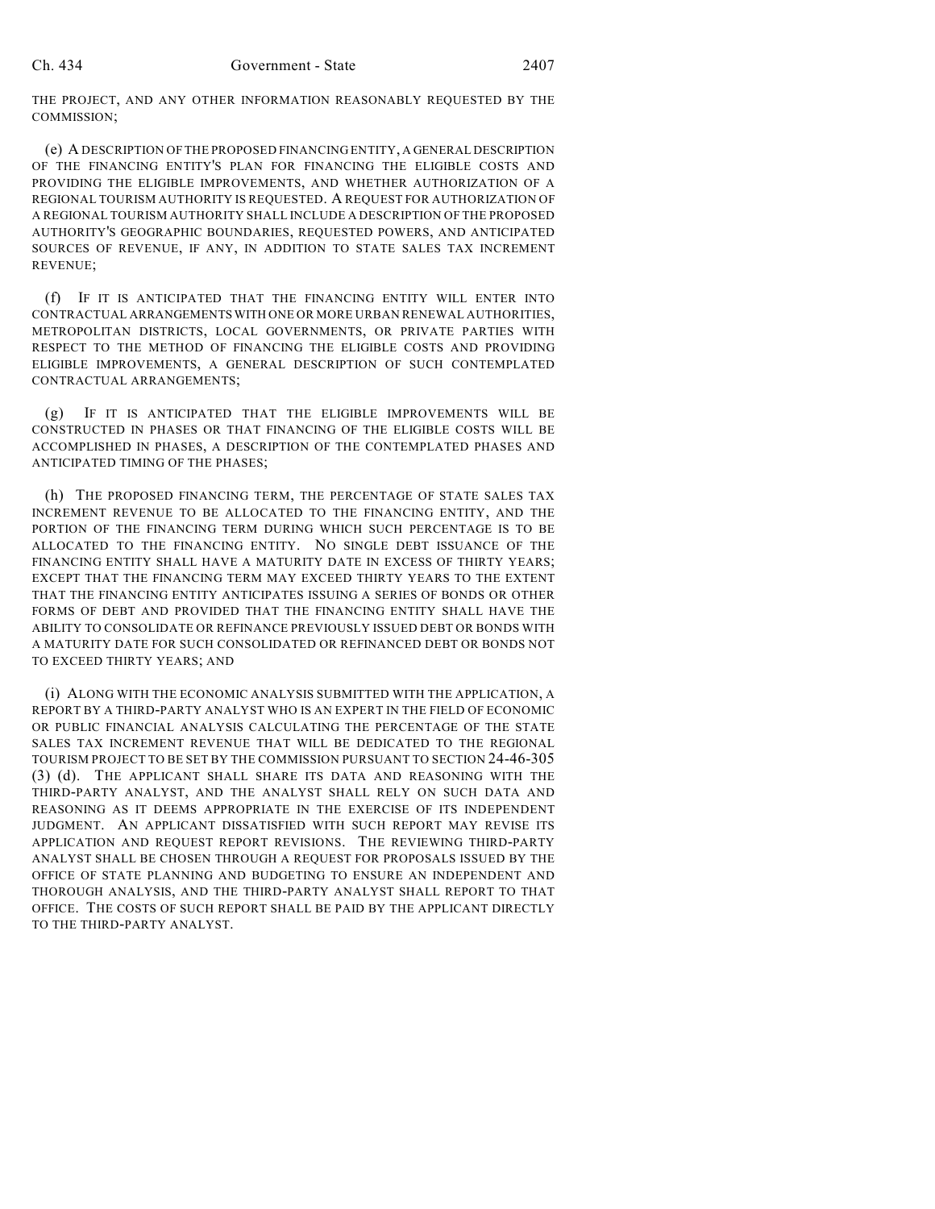THE PROJECT, AND ANY OTHER INFORMATION REASONABLY REQUESTED BY THE COMMISSION;

(e) A DESCRIPTION OF THE PROPOSED FINANCING ENTITY, A GENERAL DESCRIPTION OF THE FINANCING ENTITY'S PLAN FOR FINANCING THE ELIGIBLE COSTS AND PROVIDING THE ELIGIBLE IMPROVEMENTS, AND WHETHER AUTHORIZATION OF A REGIONAL TOURISM AUTHORITY IS REQUESTED. A REQUEST FOR AUTHORIZATION OF A REGIONAL TOURISM AUTHORITY SHALL INCLUDE A DESCRIPTION OF THE PROPOSED AUTHORITY'S GEOGRAPHIC BOUNDARIES, REQUESTED POWERS, AND ANTICIPATED SOURCES OF REVENUE, IF ANY, IN ADDITION TO STATE SALES TAX INCREMENT REVENUE;

(f) IF IT IS ANTICIPATED THAT THE FINANCING ENTITY WILL ENTER INTO CONTRACTUAL ARRANGEMENTS WITH ONE OR MORE URBAN RENEWAL AUTHORITIES, METROPOLITAN DISTRICTS, LOCAL GOVERNMENTS, OR PRIVATE PARTIES WITH RESPECT TO THE METHOD OF FINANCING THE ELIGIBLE COSTS AND PROVIDING ELIGIBLE IMPROVEMENTS, A GENERAL DESCRIPTION OF SUCH CONTEMPLATED CONTRACTUAL ARRANGEMENTS;

(g) IF IT IS ANTICIPATED THAT THE ELIGIBLE IMPROVEMENTS WILL BE CONSTRUCTED IN PHASES OR THAT FINANCING OF THE ELIGIBLE COSTS WILL BE ACCOMPLISHED IN PHASES, A DESCRIPTION OF THE CONTEMPLATED PHASES AND ANTICIPATED TIMING OF THE PHASES;

(h) THE PROPOSED FINANCING TERM, THE PERCENTAGE OF STATE SALES TAX INCREMENT REVENUE TO BE ALLOCATED TO THE FINANCING ENTITY, AND THE PORTION OF THE FINANCING TERM DURING WHICH SUCH PERCENTAGE IS TO BE ALLOCATED TO THE FINANCING ENTITY. NO SINGLE DEBT ISSUANCE OF THE FINANCING ENTITY SHALL HAVE A MATURITY DATE IN EXCESS OF THIRTY YEARS; EXCEPT THAT THE FINANCING TERM MAY EXCEED THIRTY YEARS TO THE EXTENT THAT THE FINANCING ENTITY ANTICIPATES ISSUING A SERIES OF BONDS OR OTHER FORMS OF DEBT AND PROVIDED THAT THE FINANCING ENTITY SHALL HAVE THE ABILITY TO CONSOLIDATE OR REFINANCE PREVIOUSLY ISSUED DEBT OR BONDS WITH A MATURITY DATE FOR SUCH CONSOLIDATED OR REFINANCED DEBT OR BONDS NOT TO EXCEED THIRTY YEARS; AND

(i) ALONG WITH THE ECONOMIC ANALYSIS SUBMITTED WITH THE APPLICATION, A REPORT BY A THIRD-PARTY ANALYST WHO IS AN EXPERT IN THE FIELD OF ECONOMIC OR PUBLIC FINANCIAL ANALYSIS CALCULATING THE PERCENTAGE OF THE STATE SALES TAX INCREMENT REVENUE THAT WILL BE DEDICATED TO THE REGIONAL TOURISM PROJECT TO BE SET BY THE COMMISSION PURSUANT TO SECTION 24-46-305 (3) (d). THE APPLICANT SHALL SHARE ITS DATA AND REASONING WITH THE THIRD-PARTY ANALYST, AND THE ANALYST SHALL RELY ON SUCH DATA AND REASONING AS IT DEEMS APPROPRIATE IN THE EXERCISE OF ITS INDEPENDENT JUDGMENT. AN APPLICANT DISSATISFIED WITH SUCH REPORT MAY REVISE ITS APPLICATION AND REQUEST REPORT REVISIONS. THE REVIEWING THIRD-PARTY ANALYST SHALL BE CHOSEN THROUGH A REQUEST FOR PROPOSALS ISSUED BY THE OFFICE OF STATE PLANNING AND BUDGETING TO ENSURE AN INDEPENDENT AND THOROUGH ANALYSIS, AND THE THIRD-PARTY ANALYST SHALL REPORT TO THAT OFFICE. THE COSTS OF SUCH REPORT SHALL BE PAID BY THE APPLICANT DIRECTLY TO THE THIRD-PARTY ANALYST.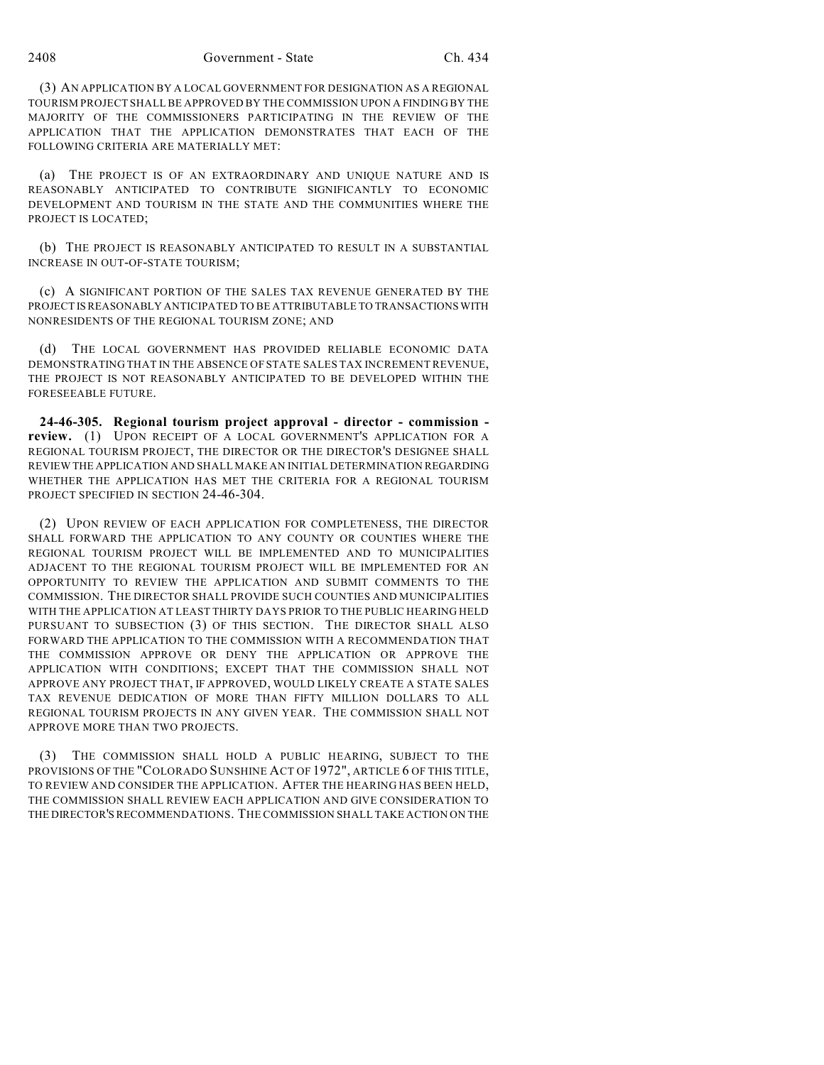(3) AN APPLICATION BY A LOCAL GOVERNMENT FOR DESIGNATION AS A REGIONAL TOURISM PROJECT SHALL BE APPROVED BY THE COMMISSION UPON A FINDING BY THE MAJORITY OF THE COMMISSIONERS PARTICIPATING IN THE REVIEW OF THE APPLICATION THAT THE APPLICATION DEMONSTRATES THAT EACH OF THE FOLLOWING CRITERIA ARE MATERIALLY MET:

(a) THE PROJECT IS OF AN EXTRAORDINARY AND UNIQUE NATURE AND IS REASONABLY ANTICIPATED TO CONTRIBUTE SIGNIFICANTLY TO ECONOMIC DEVELOPMENT AND TOURISM IN THE STATE AND THE COMMUNITIES WHERE THE PROJECT IS LOCATED;

(b) THE PROJECT IS REASONABLY ANTICIPATED TO RESULT IN A SUBSTANTIAL INCREASE IN OUT-OF-STATE TOURISM;

(c) A SIGNIFICANT PORTION OF THE SALES TAX REVENUE GENERATED BY THE PROJECT IS REASONABLY ANTICIPATED TO BE ATTRIBUTABLE TO TRANSACTIONS WITH NONRESIDENTS OF THE REGIONAL TOURISM ZONE; AND

(d) THE LOCAL GOVERNMENT HAS PROVIDED RELIABLE ECONOMIC DATA DEMONSTRATING THAT IN THE ABSENCE OF STATE SALES TAX INCREMENT REVENUE, THE PROJECT IS NOT REASONABLY ANTICIPATED TO BE DEVELOPED WITHIN THE FORESEEABLE FUTURE.

**24-46-305. Regional tourism project approval - director - commission - review.** (1) UPON RECEIPT OF A LOCAL GOVERNMENT'S APPLICATION FOR A REGIONAL TOURISM PROJECT, THE DIRECTOR OR THE DIRECTOR'S DESIGNEE SHALL REVIEW THE APPLICATION AND SHALL MAKE AN INITIAL DETERMINATION REGARDING WHETHER THE APPLICATION HAS MET THE CRITERIA FOR A REGIONAL TOURISM PROJECT SPECIFIED IN SECTION 24-46-304.

(2) UPON REVIEW OF EACH APPLICATION FOR COMPLETENESS, THE DIRECTOR SHALL FORWARD THE APPLICATION TO ANY COUNTY OR COUNTIES WHERE THE REGIONAL TOURISM PROJECT WILL BE IMPLEMENTED AND TO MUNICIPALITIES ADJACENT TO THE REGIONAL TOURISM PROJECT WILL BE IMPLEMENTED FOR AN OPPORTUNITY TO REVIEW THE APPLICATION AND SUBMIT COMMENTS TO THE COMMISSION. THE DIRECTOR SHALL PROVIDE SUCH COUNTIES AND MUNICIPALITIES WITH THE APPLICATION AT LEAST THIRTY DAYS PRIOR TO THE PUBLIC HEARING HELD PURSUANT TO SUBSECTION (3) OF THIS SECTION. THE DIRECTOR SHALL ALSO FORWARD THE APPLICATION TO THE COMMISSION WITH A RECOMMENDATION THAT THE COMMISSION APPROVE OR DENY THE APPLICATION OR APPROVE THE APPLICATION WITH CONDITIONS; EXCEPT THAT THE COMMISSION SHALL NOT APPROVE ANY PROJECT THAT, IF APPROVED, WOULD LIKELY CREATE A STATE SALES TAX REVENUE DEDICATION OF MORE THAN FIFTY MILLION DOLLARS TO ALL REGIONAL TOURISM PROJECTS IN ANY GIVEN YEAR. THE COMMISSION SHALL NOT APPROVE MORE THAN TWO PROJECTS.

(3) THE COMMISSION SHALL HOLD A PUBLIC HEARING, SUBJECT TO THE PROVISIONS OF THE "COLORADO SUNSHINE ACT OF 1972", ARTICLE 6 OF THIS TITLE, TO REVIEW AND CONSIDER THE APPLICATION. AFTER THE HEARING HAS BEEN HELD, THE COMMISSION SHALL REVIEW EACH APPLICATION AND GIVE CONSIDERATION TO THE DIRECTOR'S RECOMMENDATIONS. THE COMMISSION SHALL TAKE ACTION ON THE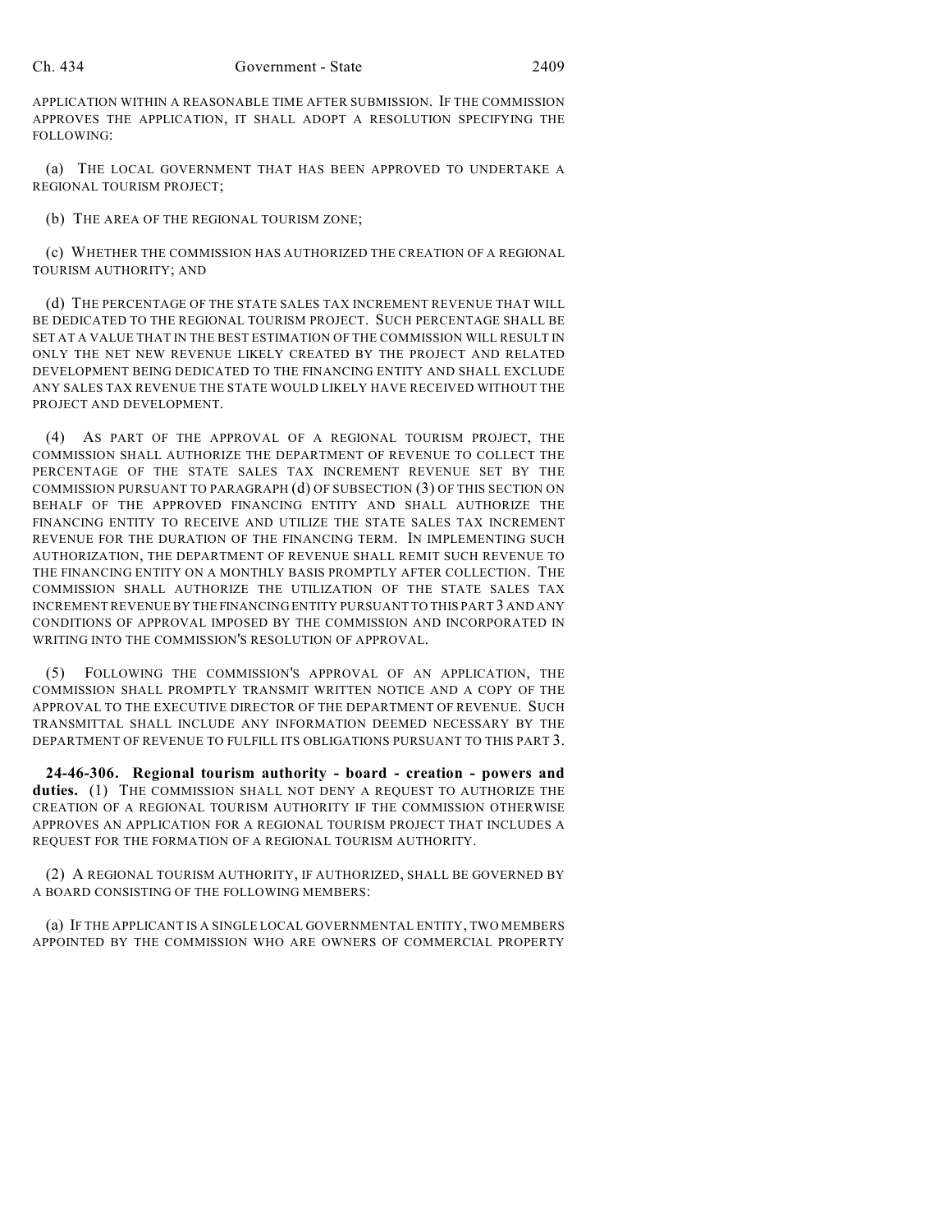APPLICATION WITHIN A REASONABLE TIME AFTER SUBMISSION. IF THE COMMISSION APPROVES THE APPLICATION, IT SHALL ADOPT A RESOLUTION SPECIFYING THE FOLLOWING:

(a) THE LOCAL GOVERNMENT THAT HAS BEEN APPROVED TO UNDERTAKE A REGIONAL TOURISM PROJECT;

(b) THE AREA OF THE REGIONAL TOURISM ZONE;

(c) WHETHER THE COMMISSION HAS AUTHORIZED THE CREATION OF A REGIONAL TOURISM AUTHORITY; AND

(d) THE PERCENTAGE OF THE STATE SALES TAX INCREMENT REVENUE THAT WILL BE DEDICATED TO THE REGIONAL TOURISM PROJECT. SUCH PERCENTAGE SHALL BE SET AT A VALUE THAT IN THE BEST ESTIMATION OF THE COMMISSION WILL RESULT IN ONLY THE NET NEW REVENUE LIKELY CREATED BY THE PROJECT AND RELATED DEVELOPMENT BEING DEDICATED TO THE FINANCING ENTITY AND SHALL EXCLUDE ANY SALES TAX REVENUE THE STATE WOULD LIKELY HAVE RECEIVED WITHOUT THE PROJECT AND DEVELOPMENT.

(4) AS PART OF THE APPROVAL OF A REGIONAL TOURISM PROJECT, THE COMMISSION SHALL AUTHORIZE THE DEPARTMENT OF REVENUE TO COLLECT THE PERCENTAGE OF THE STATE SALES TAX INCREMENT REVENUE SET BY THE COMMISSION PURSUANT TO PARAGRAPH (d) OF SUBSECTION (3) OF THIS SECTION ON BEHALF OF THE APPROVED FINANCING ENTITY AND SHALL AUTHORIZE THE FINANCING ENTITY TO RECEIVE AND UTILIZE THE STATE SALES TAX INCREMENT REVENUE FOR THE DURATION OF THE FINANCING TERM. IN IMPLEMENTING SUCH AUTHORIZATION, THE DEPARTMENT OF REVENUE SHALL REMIT SUCH REVENUE TO THE FINANCING ENTITY ON A MONTHLY BASIS PROMPTLY AFTER COLLECTION. THE COMMISSION SHALL AUTHORIZE THE UTILIZATION OF THE STATE SALES TAX INCREMENT REVENUE BY THE FINANCING ENTITY PURSUANT TO THIS PART 3 AND ANY CONDITIONS OF APPROVAL IMPOSED BY THE COMMISSION AND INCORPORATED IN WRITING INTO THE COMMISSION'S RESOLUTION OF APPROVAL.

(5) FOLLOWING THE COMMISSION'S APPROVAL OF AN APPLICATION, THE COMMISSION SHALL PROMPTLY TRANSMIT WRITTEN NOTICE AND A COPY OF THE APPROVAL TO THE EXECUTIVE DIRECTOR OF THE DEPARTMENT OF REVENUE. SUCH TRANSMITTAL SHALL INCLUDE ANY INFORMATION DEEMED NECESSARY BY THE DEPARTMENT OF REVENUE TO FULFILL ITS OBLIGATIONS PURSUANT TO THIS PART 3.

**24-46-306. Regional tourism authority - board - creation - powers and duties.** (1) THE COMMISSION SHALL NOT DENY A REQUEST TO AUTHORIZE THE CREATION OF A REGIONAL TOURISM AUTHORITY IF THE COMMISSION OTHERWISE APPROVES AN APPLICATION FOR A REGIONAL TOURISM PROJECT THAT INCLUDES A REQUEST FOR THE FORMATION OF A REGIONAL TOURISM AUTHORITY.

(2) A REGIONAL TOURISM AUTHORITY, IF AUTHORIZED, SHALL BE GOVERNED BY A BOARD CONSISTING OF THE FOLLOWING MEMBERS:

(a) IF THE APPLICANT IS A SINGLE LOCAL GOVERNMENTAL ENTITY, TWO MEMBERS APPOINTED BY THE COMMISSION WHO ARE OWNERS OF COMMERCIAL PROPERTY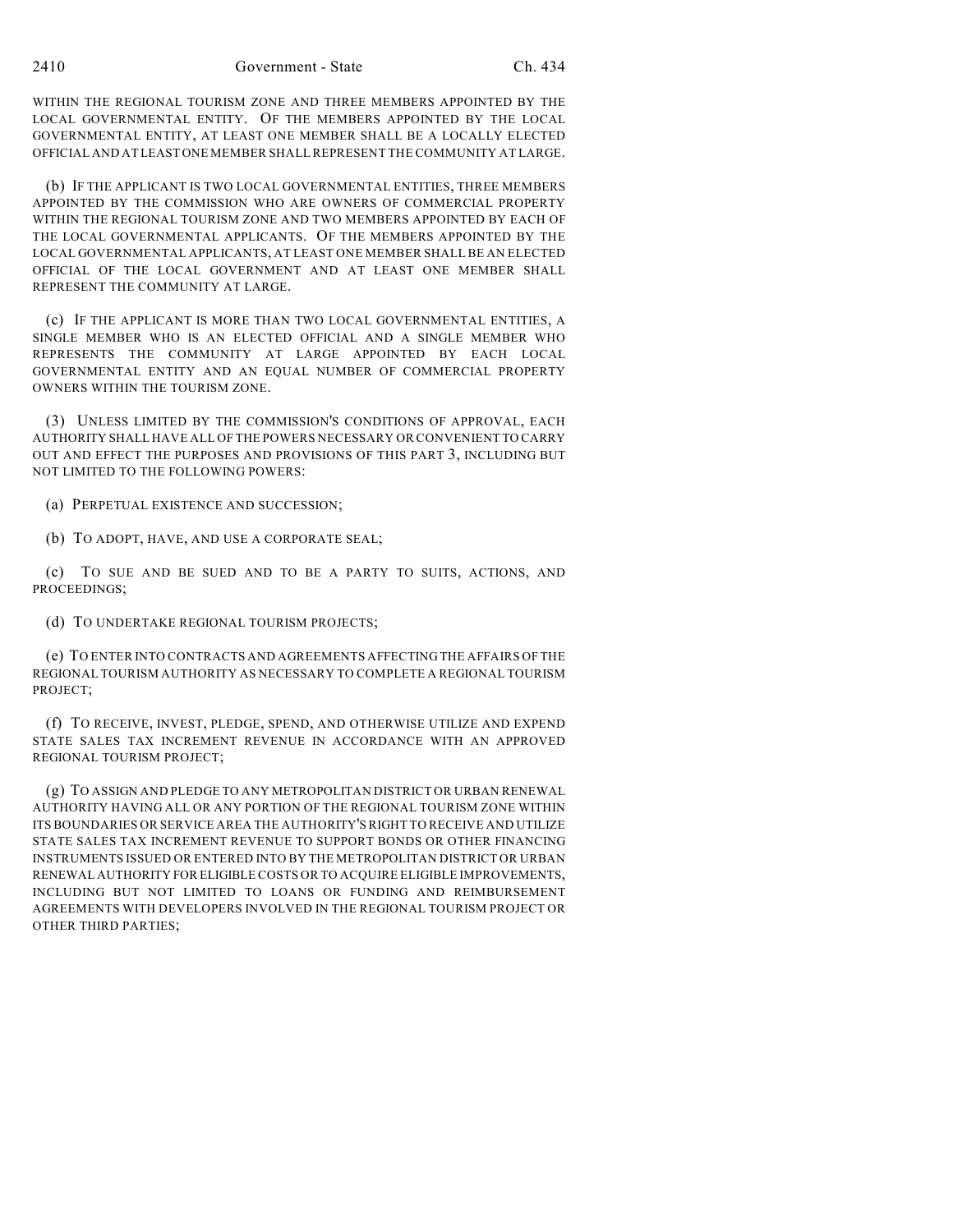WITHIN THE REGIONAL TOURISM ZONE AND THREE MEMBERS APPOINTED BY THE LOCAL GOVERNMENTAL ENTITY. OF THE MEMBERS APPOINTED BY THE LOCAL GOVERNMENTAL ENTITY, AT LEAST ONE MEMBER SHALL BE A LOCALLY ELECTED OFFICIAL AND AT LEAST ONE MEMBER SHALL REPRESENT THE COMMUNITY AT LARGE.

(b) IF THE APPLICANT IS TWO LOCAL GOVERNMENTAL ENTITIES, THREE MEMBERS APPOINTED BY THE COMMISSION WHO ARE OWNERS OF COMMERCIAL PROPERTY WITHIN THE REGIONAL TOURISM ZONE AND TWO MEMBERS APPOINTED BY EACH OF THE LOCAL GOVERNMENTAL APPLICANTS. OF THE MEMBERS APPOINTED BY THE LOCAL GOVERNMENTAL APPLICANTS, AT LEAST ONE MEMBER SHALL BE AN ELECTED OFFICIAL OF THE LOCAL GOVERNMENT AND AT LEAST ONE MEMBER SHALL REPRESENT THE COMMUNITY AT LARGE.

(c) IF THE APPLICANT IS MORE THAN TWO LOCAL GOVERNMENTAL ENTITIES, A SINGLE MEMBER WHO IS AN ELECTED OFFICIAL AND A SINGLE MEMBER WHO REPRESENTS THE COMMUNITY AT LARGE APPOINTED BY EACH LOCAL GOVERNMENTAL ENTITY AND AN EQUAL NUMBER OF COMMERCIAL PROPERTY OWNERS WITHIN THE TOURISM ZONE.

(3) UNLESS LIMITED BY THE COMMISSION'S CONDITIONS OF APPROVAL, EACH AUTHORITY SHALL HAVE ALL OF THE POWERS NECESSARY OR CONVENIENT TO CARRY OUT AND EFFECT THE PURPOSES AND PROVISIONS OF THIS PART 3, INCLUDING BUT NOT LIMITED TO THE FOLLOWING POWERS:

(a) PERPETUAL EXISTENCE AND SUCCESSION;

(b) TO ADOPT, HAVE, AND USE A CORPORATE SEAL;

(c) TO SUE AND BE SUED AND TO BE A PARTY TO SUITS, ACTIONS, AND PROCEEDINGS;

(d) TO UNDERTAKE REGIONAL TOURISM PROJECTS;

(e) TO ENTER INTO CONTRACTS AND AGREEMENTS AFFECTING THE AFFAIRS OF THE REGIONAL TOURISM AUTHORITY AS NECESSARY TO COMPLETE A REGIONAL TOURISM PROJECT;

(f) TO RECEIVE, INVEST, PLEDGE, SPEND, AND OTHERWISE UTILIZE AND EXPEND STATE SALES TAX INCREMENT REVENUE IN ACCORDANCE WITH AN APPROVED REGIONAL TOURISM PROJECT;

(g) TO ASSIGN AND PLEDGE TO ANY METROPOLITAN DISTRICT OR URBAN RENEWAL AUTHORITY HAVING ALL OR ANY PORTION OF THE REGIONAL TOURISM ZONE WITHIN ITS BOUNDARIES OR SERVICE AREA THE AUTHORITY'S RIGHT TO RECEIVE AND UTILIZE STATE SALES TAX INCREMENT REVENUE TO SUPPORT BONDS OR OTHER FINANCING INSTRUMENTS ISSUED OR ENTERED INTO BY THE METROPOLITAN DISTRICT OR URBAN RENEWAL AUTHORITY FOR ELIGIBLE COSTS OR TO ACQUIRE ELIGIBLE IMPROVEMENTS, INCLUDING BUT NOT LIMITED TO LOANS OR FUNDING AND REIMBURSEMENT AGREEMENTS WITH DEVELOPERS INVOLVED IN THE REGIONAL TOURISM PROJECT OR OTHER THIRD PARTIES;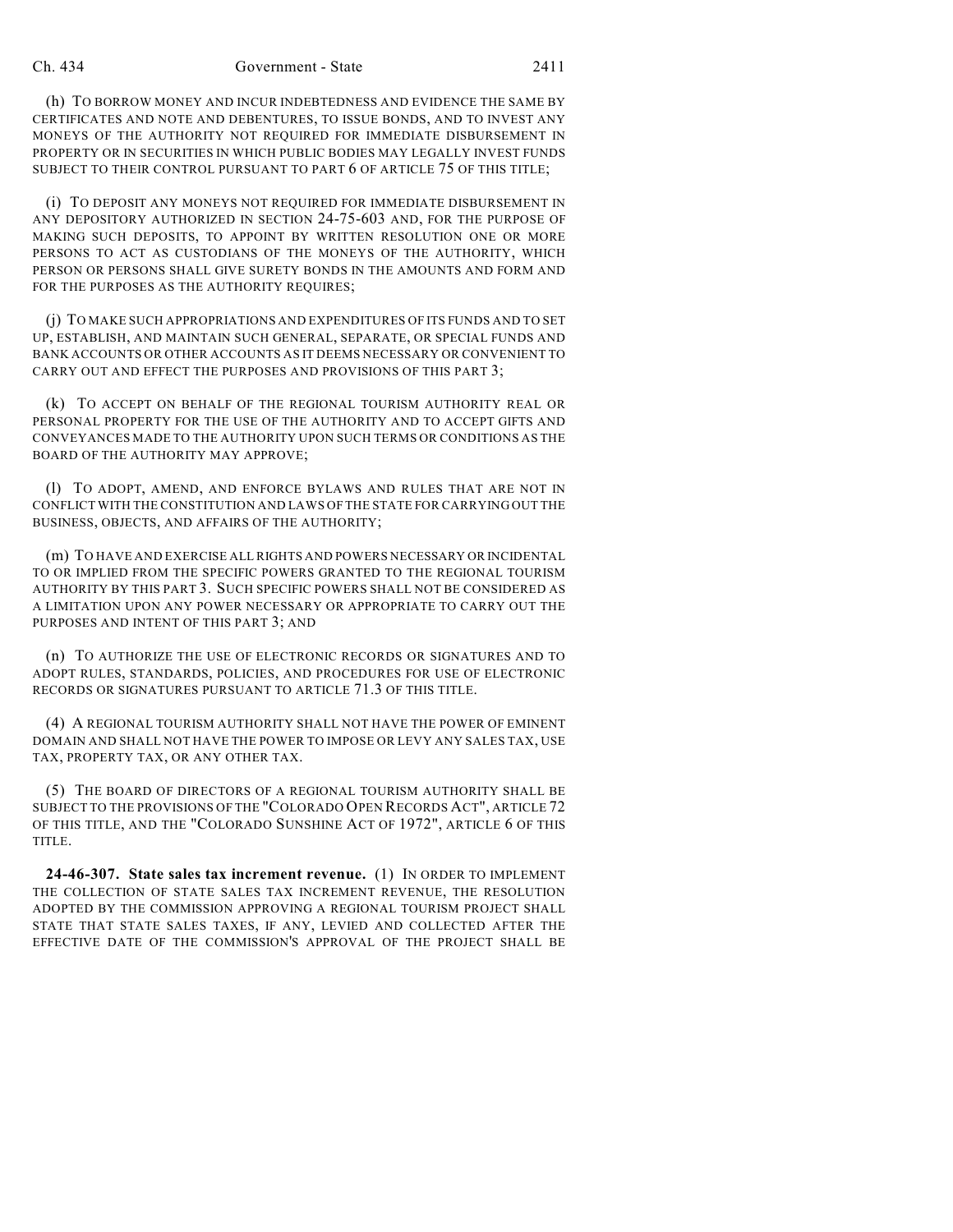(h) TO BORROW MONEY AND INCUR INDEBTEDNESS AND EVIDENCE THE SAME BY CERTIFICATES AND NOTE AND DEBENTURES, TO ISSUE BONDS, AND TO INVEST ANY MONEYS OF THE AUTHORITY NOT REQUIRED FOR IMMEDIATE DISBURSEMENT IN PROPERTY OR IN SECURITIES IN WHICH PUBLIC BODIES MAY LEGALLY INVEST FUNDS SUBJECT TO THEIR CONTROL PURSUANT TO PART 6 OF ARTICLE 75 OF THIS TITLE;

(i) TO DEPOSIT ANY MONEYS NOT REQUIRED FOR IMMEDIATE DISBURSEMENT IN ANY DEPOSITORY AUTHORIZED IN SECTION 24-75-603 AND, FOR THE PURPOSE OF MAKING SUCH DEPOSITS, TO APPOINT BY WRITTEN RESOLUTION ONE OR MORE PERSONS TO ACT AS CUSTODIANS OF THE MONEYS OF THE AUTHORITY, WHICH PERSON OR PERSONS SHALL GIVE SURETY BONDS IN THE AMOUNTS AND FORM AND FOR THE PURPOSES AS THE AUTHORITY REQUIRES;

(j) TO MAKE SUCH APPROPRIATIONS AND EXPENDITURES OF ITS FUNDS AND TO SET UP, ESTABLISH, AND MAINTAIN SUCH GENERAL, SEPARATE, OR SPECIAL FUNDS AND BANK ACCOUNTS OR OTHER ACCOUNTS AS IT DEEMS NECESSARY OR CONVENIENT TO CARRY OUT AND EFFECT THE PURPOSES AND PROVISIONS OF THIS PART 3;

(k) TO ACCEPT ON BEHALF OF THE REGIONAL TOURISM AUTHORITY REAL OR PERSONAL PROPERTY FOR THE USE OF THE AUTHORITY AND TO ACCEPT GIFTS AND CONVEYANCES MADE TO THE AUTHORITY UPON SUCH TERMS OR CONDITIONS AS THE BOARD OF THE AUTHORITY MAY APPROVE;

(l) TO ADOPT, AMEND, AND ENFORCE BYLAWS AND RULES THAT ARE NOT IN CONFLICT WITH THE CONSTITUTION AND LAWS OF THE STATE FOR CARRYING OUT THE BUSINESS, OBJECTS, AND AFFAIRS OF THE AUTHORITY;

(m) TO HAVE AND EXERCISE ALL RIGHTS AND POWERS NECESSARY OR INCIDENTAL TO OR IMPLIED FROM THE SPECIFIC POWERS GRANTED TO THE REGIONAL TOURISM AUTHORITY BY THIS PART 3. SUCH SPECIFIC POWERS SHALL NOT BE CONSIDERED AS A LIMITATION UPON ANY POWER NECESSARY OR APPROPRIATE TO CARRY OUT THE PURPOSES AND INTENT OF THIS PART 3; AND

(n) TO AUTHORIZE THE USE OF ELECTRONIC RECORDS OR SIGNATURES AND TO ADOPT RULES, STANDARDS, POLICIES, AND PROCEDURES FOR USE OF ELECTRONIC RECORDS OR SIGNATURES PURSUANT TO ARTICLE 71.3 OF THIS TITLE.

(4) A REGIONAL TOURISM AUTHORITY SHALL NOT HAVE THE POWER OF EMINENT DOMAIN AND SHALL NOT HAVE THE POWER TO IMPOSE OR LEVY ANY SALES TAX, USE TAX, PROPERTY TAX, OR ANY OTHER TAX.

(5) THE BOARD OF DIRECTORS OF A REGIONAL TOURISM AUTHORITY SHALL BE SUBJECT TO THE PROVISIONS OF THE "COLORADO OPEN RECORDS ACT", ARTICLE 72 OF THIS TITLE, AND THE "COLORADO SUNSHINE ACT OF 1972", ARTICLE 6 OF THIS TITLE.

**24-46-307. State sales tax increment revenue.** (1) IN ORDER TO IMPLEMENT THE COLLECTION OF STATE SALES TAX INCREMENT REVENUE, THE RESOLUTION ADOPTED BY THE COMMISSION APPROVING A REGIONAL TOURISM PROJECT SHALL STATE THAT STATE SALES TAXES, IF ANY, LEVIED AND COLLECTED AFTER THE EFFECTIVE DATE OF THE COMMISSION'S APPROVAL OF THE PROJECT SHALL BE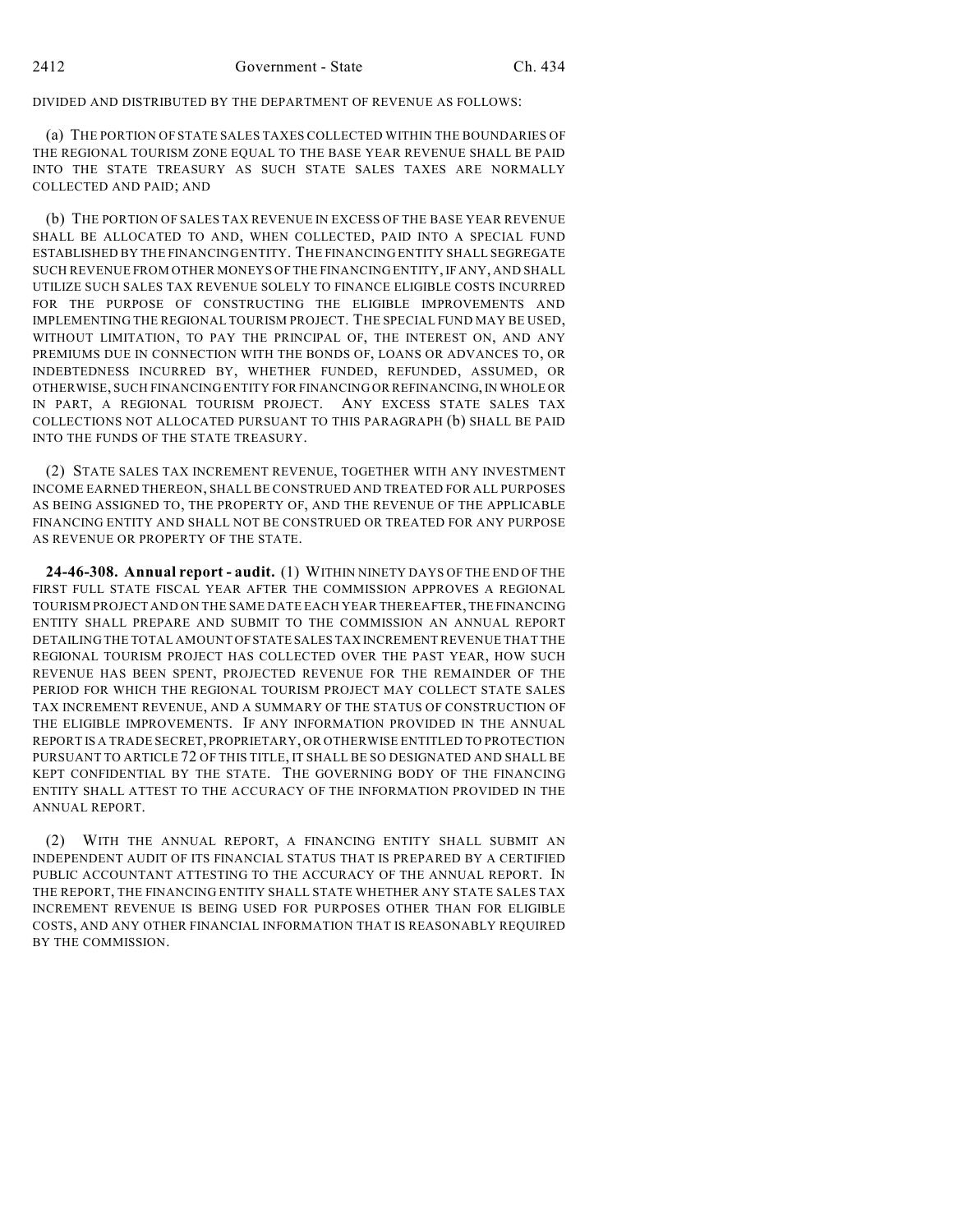DIVIDED AND DISTRIBUTED BY THE DEPARTMENT OF REVENUE AS FOLLOWS:

(a) THE PORTION OF STATE SALES TAXES COLLECTED WITHIN THE BOUNDARIES OF THE REGIONAL TOURISM ZONE EQUAL TO THE BASE YEAR REVENUE SHALL BE PAID INTO THE STATE TREASURY AS SUCH STATE SALES TAXES ARE NORMALLY COLLECTED AND PAID; AND

(b) THE PORTION OF SALES TAX REVENUE IN EXCESS OF THE BASE YEAR REVENUE SHALL BE ALLOCATED TO AND, WHEN COLLECTED, PAID INTO A SPECIAL FUND ESTABLISHED BY THE FINANCING ENTITY. THE FINANCING ENTITY SHALL SEGREGATE SUCH REVENUE FROM OTHER MONEYS OF THE FINANCING ENTITY, IF ANY, AND SHALL UTILIZE SUCH SALES TAX REVENUE SOLELY TO FINANCE ELIGIBLE COSTS INCURRED FOR THE PURPOSE OF CONSTRUCTING THE ELIGIBLE IMPROVEMENTS AND IMPLEMENTING THE REGIONAL TOURISM PROJECT. THE SPECIAL FUND MAY BE USED, WITHOUT LIMITATION, TO PAY THE PRINCIPAL OF, THE INTEREST ON, AND ANY PREMIUMS DUE IN CONNECTION WITH THE BONDS OF, LOANS OR ADVANCES TO, OR INDEBTEDNESS INCURRED BY, WHETHER FUNDED, REFUNDED, ASSUMED, OR OTHERWISE, SUCH FINANCING ENTITY FOR FINANCING OR REFINANCING, IN WHOLE OR IN PART, A REGIONAL TOURISM PROJECT. ANY EXCESS STATE SALES TAX COLLECTIONS NOT ALLOCATED PURSUANT TO THIS PARAGRAPH (b) SHALL BE PAID INTO THE FUNDS OF THE STATE TREASURY.

(2) STATE SALES TAX INCREMENT REVENUE, TOGETHER WITH ANY INVESTMENT INCOME EARNED THEREON, SHALL BE CONSTRUED AND TREATED FOR ALL PURPOSES AS BEING ASSIGNED TO, THE PROPERTY OF, AND THE REVENUE OF THE APPLICABLE FINANCING ENTITY AND SHALL NOT BE CONSTRUED OR TREATED FOR ANY PURPOSE AS REVENUE OR PROPERTY OF THE STATE.

**24-46-308. Annual report - audit.** (1) WITHIN NINETY DAYS OF THE END OF THE FIRST FULL STATE FISCAL YEAR AFTER THE COMMISSION APPROVES A REGIONAL TOURISM PROJECT AND ON THE SAME DATE EACH YEAR THEREAFTER, THE FINANCING ENTITY SHALL PREPARE AND SUBMIT TO THE COMMISSION AN ANNUAL REPORT DETAILING THE TOTAL AMOUNT OF STATE SALES TAX INCREMENT REVENUE THAT THE REGIONAL TOURISM PROJECT HAS COLLECTED OVER THE PAST YEAR, HOW SUCH REVENUE HAS BEEN SPENT, PROJECTED REVENUE FOR THE REMAINDER OF THE PERIOD FOR WHICH THE REGIONAL TOURISM PROJECT MAY COLLECT STATE SALES TAX INCREMENT REVENUE, AND A SUMMARY OF THE STATUS OF CONSTRUCTION OF THE ELIGIBLE IMPROVEMENTS. IF ANY INFORMATION PROVIDED IN THE ANNUAL REPORT IS A TRADE SECRET, PROPRIETARY, OR OTHERWISE ENTITLED TO PROTECTION PURSUANT TO ARTICLE 72 OF THIS TITLE, IT SHALL BE SO DESIGNATED AND SHALL BE KEPT CONFIDENTIAL BY THE STATE. THE GOVERNING BODY OF THE FINANCING ENTITY SHALL ATTEST TO THE ACCURACY OF THE INFORMATION PROVIDED IN THE ANNUAL REPORT.

(2) WITH THE ANNUAL REPORT, A FINANCING ENTITY SHALL SUBMIT AN INDEPENDENT AUDIT OF ITS FINANCIAL STATUS THAT IS PREPARED BY A CERTIFIED PUBLIC ACCOUNTANT ATTESTING TO THE ACCURACY OF THE ANNUAL REPORT. IN THE REPORT, THE FINANCING ENTITY SHALL STATE WHETHER ANY STATE SALES TAX INCREMENT REVENUE IS BEING USED FOR PURPOSES OTHER THAN FOR ELIGIBLE COSTS, AND ANY OTHER FINANCIAL INFORMATION THAT IS REASONABLY REQUIRED BY THE COMMISSION.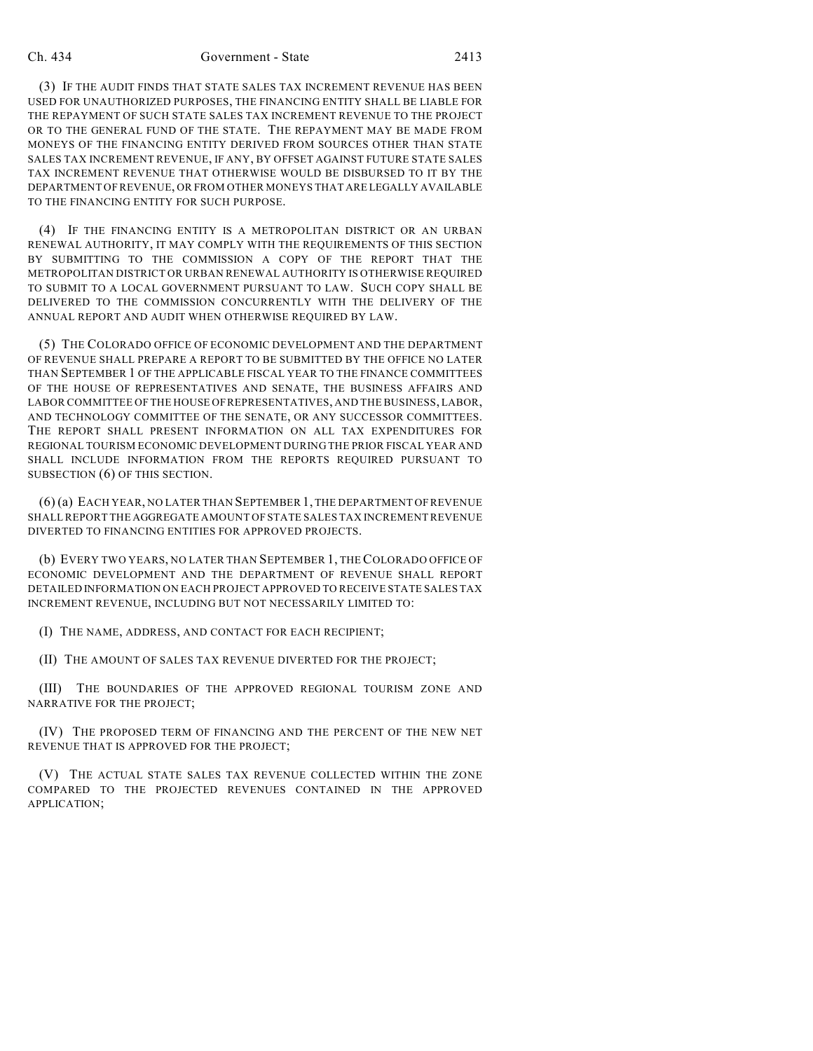(3) IF THE AUDIT FINDS THAT STATE SALES TAX INCREMENT REVENUE HAS BEEN USED FOR UNAUTHORIZED PURPOSES, THE FINANCING ENTITY SHALL BE LIABLE FOR THE REPAYMENT OF SUCH STATE SALES TAX INCREMENT REVENUE TO THE PROJECT OR TO THE GENERAL FUND OF THE STATE. THE REPAYMENT MAY BE MADE FROM MONEYS OF THE FINANCING ENTITY DERIVED FROM SOURCES OTHER THAN STATE SALES TAX INCREMENT REVENUE, IF ANY, BY OFFSET AGAINST FUTURE STATE SALES TAX INCREMENT REVENUE THAT OTHERWISE WOULD BE DISBURSED TO IT BY THE DEPARTMENT OF REVENUE, OR FROM OTHER MONEYS THAT ARE LEGALLY AVAILABLE TO THE FINANCING ENTITY FOR SUCH PURPOSE.

(4) IF THE FINANCING ENTITY IS A METROPOLITAN DISTRICT OR AN URBAN RENEWAL AUTHORITY, IT MAY COMPLY WITH THE REQUIREMENTS OF THIS SECTION BY SUBMITTING TO THE COMMISSION A COPY OF THE REPORT THAT THE METROPOLITAN DISTRICT OR URBAN RENEWAL AUTHORITY IS OTHERWISE REQUIRED TO SUBMIT TO A LOCAL GOVERNMENT PURSUANT TO LAW. SUCH COPY SHALL BE DELIVERED TO THE COMMISSION CONCURRENTLY WITH THE DELIVERY OF THE ANNUAL REPORT AND AUDIT WHEN OTHERWISE REQUIRED BY LAW.

(5) THE COLORADO OFFICE OF ECONOMIC DEVELOPMENT AND THE DEPARTMENT OF REVENUE SHALL PREPARE A REPORT TO BE SUBMITTED BY THE OFFICE NO LATER THAN SEPTEMBER 1 OF THE APPLICABLE FISCAL YEAR TO THE FINANCE COMMITTEES OF THE HOUSE OF REPRESENTATIVES AND SENATE, THE BUSINESS AFFAIRS AND LABOR COMMITTEE OF THE HOUSE OF REPRESENTATIVES, AND THE BUSINESS, LABOR, AND TECHNOLOGY COMMITTEE OF THE SENATE, OR ANY SUCCESSOR COMMITTEES. THE REPORT SHALL PRESENT INFORMATION ON ALL TAX EXPENDITURES FOR REGIONAL TOURISM ECONOMIC DEVELOPMENT DURING THE PRIOR FISCAL YEAR AND SHALL INCLUDE INFORMATION FROM THE REPORTS REQUIRED PURSUANT TO SUBSECTION (6) OF THIS SECTION.

(6) (a) EACH YEAR, NO LATER THAN SEPTEMBER 1, THE DEPARTMENT OF REVENUE SHALL REPORT THE AGGREGATE AMOUNT OF STATE SALES TAX INCREMENT REVENUE DIVERTED TO FINANCING ENTITIES FOR APPROVED PROJECTS.

(b) EVERY TWO YEARS, NO LATER THAN SEPTEMBER 1, THE COLORADO OFFICE OF ECONOMIC DEVELOPMENT AND THE DEPARTMENT OF REVENUE SHALL REPORT DETAILED INFORMATION ON EACH PROJECT APPROVED TO RECEIVE STATE SALES TAX INCREMENT REVENUE, INCLUDING BUT NOT NECESSARILY LIMITED TO:

(I) THE NAME, ADDRESS, AND CONTACT FOR EACH RECIPIENT;

(II) THE AMOUNT OF SALES TAX REVENUE DIVERTED FOR THE PROJECT;

(III) THE BOUNDARIES OF THE APPROVED REGIONAL TOURISM ZONE AND NARRATIVE FOR THE PROJECT;

(IV) THE PROPOSED TERM OF FINANCING AND THE PERCENT OF THE NEW NET REVENUE THAT IS APPROVED FOR THE PROJECT;

(V) THE ACTUAL STATE SALES TAX REVENUE COLLECTED WITHIN THE ZONE COMPARED TO THE PROJECTED REVENUES CONTAINED IN THE APPROVED APPLICATION;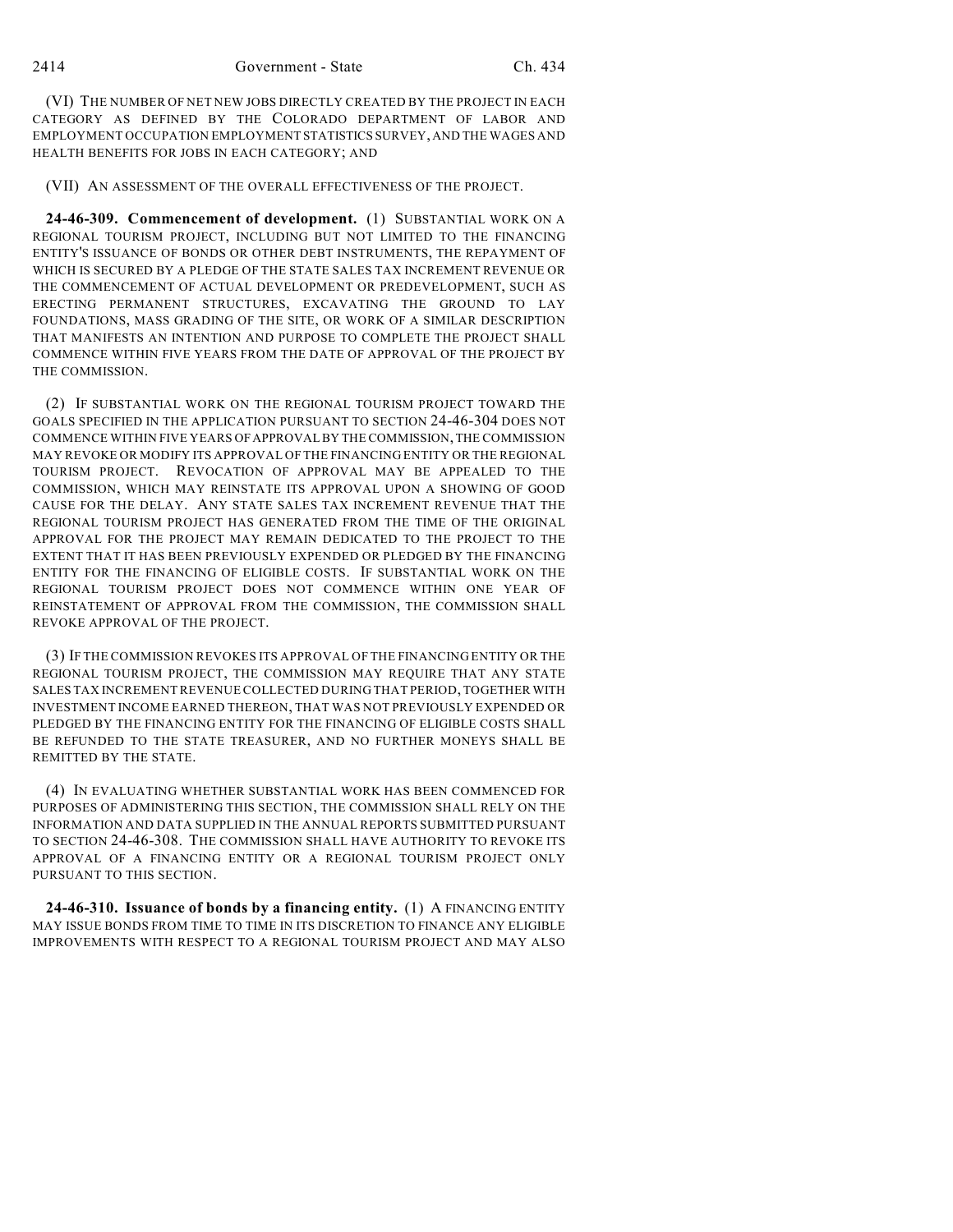(VI) THE NUMBER OF NET NEW JOBS DIRECTLY CREATED BY THE PROJECT IN EACH CATEGORY AS DEFINED BY THE COLORADO DEPARTMENT OF LABOR AND EMPLOYMENT OCCUPATION EMPLOYMENT STATISTICS SURVEY, AND THE WAGES AND HEALTH BENEFITS FOR JOBS IN EACH CATEGORY; AND

(VII) AN ASSESSMENT OF THE OVERALL EFFECTIVENESS OF THE PROJECT.

**24-46-309. Commencement of development.** (1) SUBSTANTIAL WORK ON A REGIONAL TOURISM PROJECT, INCLUDING BUT NOT LIMITED TO THE FINANCING ENTITY'S ISSUANCE OF BONDS OR OTHER DEBT INSTRUMENTS, THE REPAYMENT OF WHICH IS SECURED BY A PLEDGE OF THE STATE SALES TAX INCREMENT REVENUE OR THE COMMENCEMENT OF ACTUAL DEVELOPMENT OR PREDEVELOPMENT, SUCH AS ERECTING PERMANENT STRUCTURES, EXCAVATING THE GROUND TO LAY FOUNDATIONS, MASS GRADING OF THE SITE, OR WORK OF A SIMILAR DESCRIPTION THAT MANIFESTS AN INTENTION AND PURPOSE TO COMPLETE THE PROJECT SHALL COMMENCE WITHIN FIVE YEARS FROM THE DATE OF APPROVAL OF THE PROJECT BY THE COMMISSION.

(2) IF SUBSTANTIAL WORK ON THE REGIONAL TOURISM PROJECT TOWARD THE GOALS SPECIFIED IN THE APPLICATION PURSUANT TO SECTION 24-46-304 DOES NOT COMMENCE WITHIN FIVE YEARS OF APPROVAL BY THE COMMISSION, THE COMMISSION MAY REVOKE OR MODIFY ITS APPROVAL OF THE FINANCING ENTITY OR THE REGIONAL TOURISM PROJECT. REVOCATION OF APPROVAL MAY BE APPEALED TO THE COMMISSION, WHICH MAY REINSTATE ITS APPROVAL UPON A SHOWING OF GOOD CAUSE FOR THE DELAY. ANY STATE SALES TAX INCREMENT REVENUE THAT THE REGIONAL TOURISM PROJECT HAS GENERATED FROM THE TIME OF THE ORIGINAL APPROVAL FOR THE PROJECT MAY REMAIN DEDICATED TO THE PROJECT TO THE EXTENT THAT IT HAS BEEN PREVIOUSLY EXPENDED OR PLEDGED BY THE FINANCING ENTITY FOR THE FINANCING OF ELIGIBLE COSTS. IF SUBSTANTIAL WORK ON THE REGIONAL TOURISM PROJECT DOES NOT COMMENCE WITHIN ONE YEAR OF REINSTATEMENT OF APPROVAL FROM THE COMMISSION, THE COMMISSION SHALL REVOKE APPROVAL OF THE PROJECT.

(3) IF THE COMMISSION REVOKES ITS APPROVAL OF THE FINANCING ENTITY OR THE REGIONAL TOURISM PROJECT, THE COMMISSION MAY REQUIRE THAT ANY STATE SALES TAX INCREMENT REVENUE COLLECTED DURING THAT PERIOD, TOGETHER WITH INVESTMENT INCOME EARNED THEREON, THAT WAS NOT PREVIOUSLY EXPENDED OR PLEDGED BY THE FINANCING ENTITY FOR THE FINANCING OF ELIGIBLE COSTS SHALL BE REFUNDED TO THE STATE TREASURER, AND NO FURTHER MONEYS SHALL BE REMITTED BY THE STATE.

(4) IN EVALUATING WHETHER SUBSTANTIAL WORK HAS BEEN COMMENCED FOR PURPOSES OF ADMINISTERING THIS SECTION, THE COMMISSION SHALL RELY ON THE INFORMATION AND DATA SUPPLIED IN THE ANNUAL REPORTS SUBMITTED PURSUANT TO SECTION 24-46-308. THE COMMISSION SHALL HAVE AUTHORITY TO REVOKE ITS APPROVAL OF A FINANCING ENTITY OR A REGIONAL TOURISM PROJECT ONLY PURSUANT TO THIS SECTION.

**24-46-310. Issuance of bonds by a financing entity.** (1) A FINANCING ENTITY MAY ISSUE BONDS FROM TIME TO TIME IN ITS DISCRETION TO FINANCE ANY ELIGIBLE IMPROVEMENTS WITH RESPECT TO A REGIONAL TOURISM PROJECT AND MAY ALSO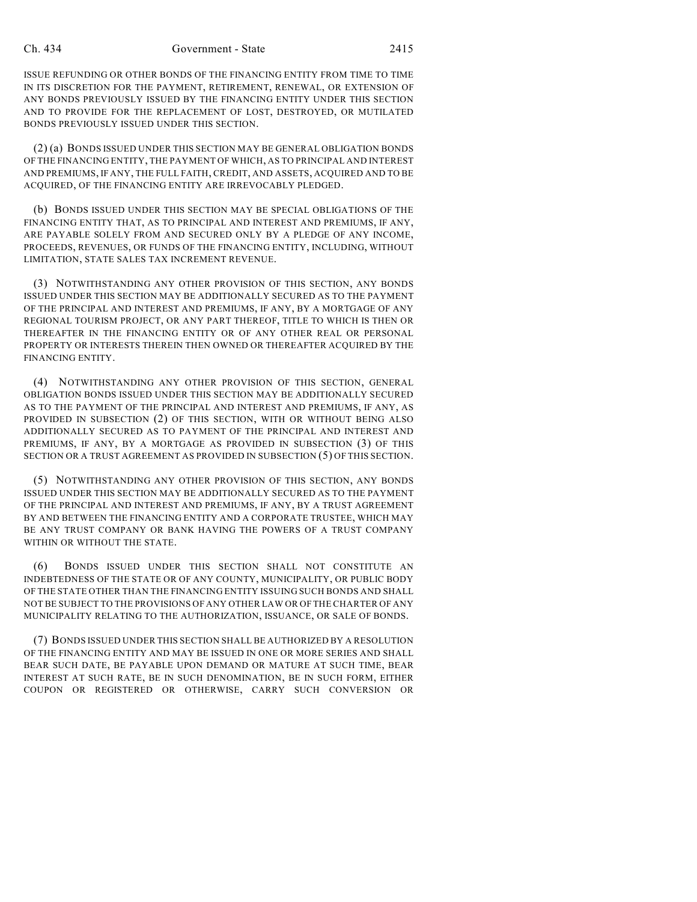ISSUE REFUNDING OR OTHER BONDS OF THE FINANCING ENTITY FROM TIME TO TIME IN ITS DISCRETION FOR THE PAYMENT, RETIREMENT, RENEWAL, OR EXTENSION OF ANY BONDS PREVIOUSLY ISSUED BY THE FINANCING ENTITY UNDER THIS SECTION AND TO PROVIDE FOR THE REPLACEMENT OF LOST, DESTROYED, OR MUTILATED BONDS PREVIOUSLY ISSUED UNDER THIS SECTION.

(2) (a) BONDS ISSUED UNDER THIS SECTION MAY BE GENERAL OBLIGATION BONDS OF THE FINANCING ENTITY, THE PAYMENT OF WHICH, AS TO PRINCIPAL AND INTEREST AND PREMIUMS, IF ANY, THE FULL FAITH, CREDIT, AND ASSETS, ACQUIRED AND TO BE ACQUIRED, OF THE FINANCING ENTITY ARE IRREVOCABLY PLEDGED.

(b) BONDS ISSUED UNDER THIS SECTION MAY BE SPECIAL OBLIGATIONS OF THE FINANCING ENTITY THAT, AS TO PRINCIPAL AND INTEREST AND PREMIUMS, IF ANY, ARE PAYABLE SOLELY FROM AND SECURED ONLY BY A PLEDGE OF ANY INCOME, PROCEEDS, REVENUES, OR FUNDS OF THE FINANCING ENTITY, INCLUDING, WITHOUT LIMITATION, STATE SALES TAX INCREMENT REVENUE.

(3) NOTWITHSTANDING ANY OTHER PROVISION OF THIS SECTION, ANY BONDS ISSUED UNDER THIS SECTION MAY BE ADDITIONALLY SECURED AS TO THE PAYMENT OF THE PRINCIPAL AND INTEREST AND PREMIUMS, IF ANY, BY A MORTGAGE OF ANY REGIONAL TOURISM PROJECT, OR ANY PART THEREOF, TITLE TO WHICH IS THEN OR THEREAFTER IN THE FINANCING ENTITY OR OF ANY OTHER REAL OR PERSONAL PROPERTY OR INTERESTS THEREIN THEN OWNED OR THEREAFTER ACQUIRED BY THE FINANCING ENTITY.

(4) NOTWITHSTANDING ANY OTHER PROVISION OF THIS SECTION, GENERAL OBLIGATION BONDS ISSUED UNDER THIS SECTION MAY BE ADDITIONALLY SECURED AS TO THE PAYMENT OF THE PRINCIPAL AND INTEREST AND PREMIUMS, IF ANY, AS PROVIDED IN SUBSECTION (2) OF THIS SECTION, WITH OR WITHOUT BEING ALSO ADDITIONALLY SECURED AS TO PAYMENT OF THE PRINCIPAL AND INTEREST AND PREMIUMS, IF ANY, BY A MORTGAGE AS PROVIDED IN SUBSECTION (3) OF THIS SECTION OR A TRUST AGREEMENT AS PROVIDED IN SUBSECTION (5) OF THIS SECTION.

(5) NOTWITHSTANDING ANY OTHER PROVISION OF THIS SECTION, ANY BONDS ISSUED UNDER THIS SECTION MAY BE ADDITIONALLY SECURED AS TO THE PAYMENT OF THE PRINCIPAL AND INTEREST AND PREMIUMS, IF ANY, BY A TRUST AGREEMENT BY AND BETWEEN THE FINANCING ENTITY AND A CORPORATE TRUSTEE, WHICH MAY BE ANY TRUST COMPANY OR BANK HAVING THE POWERS OF A TRUST COMPANY WITHIN OR WITHOUT THE STATE.

(6) BONDS ISSUED UNDER THIS SECTION SHALL NOT CONSTITUTE AN INDEBTEDNESS OF THE STATE OR OF ANY COUNTY, MUNICIPALITY, OR PUBLIC BODY OF THE STATE OTHER THAN THE FINANCING ENTITY ISSUING SUCH BONDS AND SHALL NOT BE SUBJECT TO THE PROVISIONS OF ANY OTHER LAW OR OF THE CHARTER OF ANY MUNICIPALITY RELATING TO THE AUTHORIZATION, ISSUANCE, OR SALE OF BONDS.

(7) BONDS ISSUED UNDER THIS SECTION SHALL BE AUTHORIZED BY A RESOLUTION OF THE FINANCING ENTITY AND MAY BE ISSUED IN ONE OR MORE SERIES AND SHALL BEAR SUCH DATE, BE PAYABLE UPON DEMAND OR MATURE AT SUCH TIME, BEAR INTEREST AT SUCH RATE, BE IN SUCH DENOMINATION, BE IN SUCH FORM, EITHER COUPON OR REGISTERED OR OTHERWISE, CARRY SUCH CONVERSION OR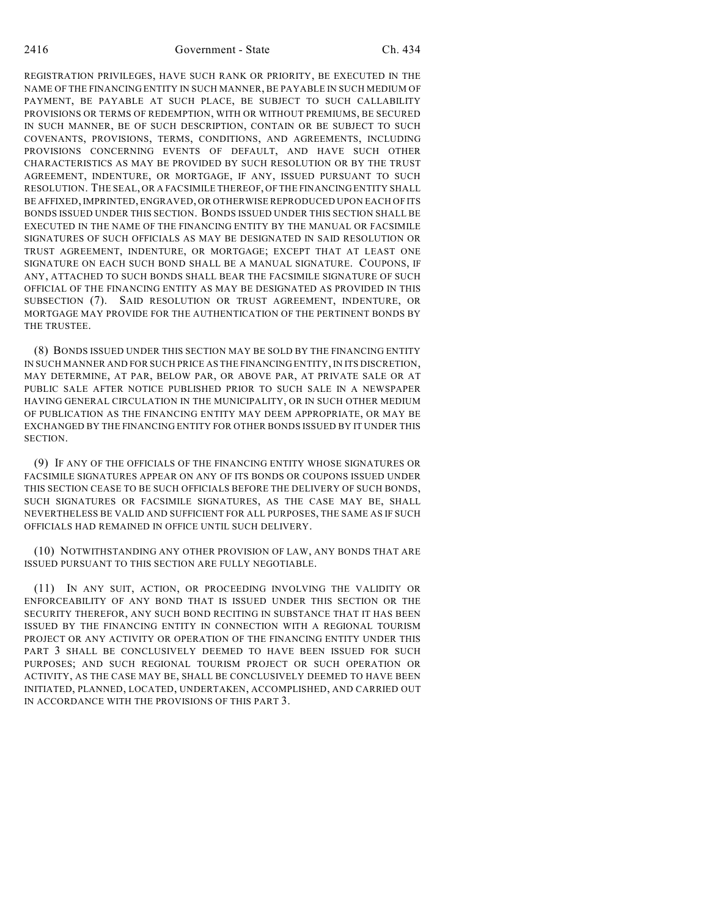REGISTRATION PRIVILEGES, HAVE SUCH RANK OR PRIORITY, BE EXECUTED IN THE NAME OF THE FINANCING ENTITY IN SUCH MANNER, BE PAYABLE IN SUCH MEDIUM OF PAYMENT, BE PAYABLE AT SUCH PLACE, BE SUBJECT TO SUCH CALLABILITY PROVISIONS OR TERMS OF REDEMPTION, WITH OR WITHOUT PREMIUMS, BE SECURED IN SUCH MANNER, BE OF SUCH DESCRIPTION, CONTAIN OR BE SUBJECT TO SUCH COVENANTS, PROVISIONS, TERMS, CONDITIONS, AND AGREEMENTS, INCLUDING PROVISIONS CONCERNING EVENTS OF DEFAULT, AND HAVE SUCH OTHER CHARACTERISTICS AS MAY BE PROVIDED BY SUCH RESOLUTION OR BY THE TRUST AGREEMENT, INDENTURE, OR MORTGAGE, IF ANY, ISSUED PURSUANT TO SUCH RESOLUTION. THE SEAL, OR A FACSIMILE THEREOF, OF THE FINANCING ENTITY SHALL BE AFFIXED, IMPRINTED, ENGRAVED, OR OTHERWISE REPRODUCED UPON EACH OF ITS BONDS ISSUED UNDER THIS SECTION. BONDS ISSUED UNDER THIS SECTION SHALL BE EXECUTED IN THE NAME OF THE FINANCING ENTITY BY THE MANUAL OR FACSIMILE SIGNATURES OF SUCH OFFICIALS AS MAY BE DESIGNATED IN SAID RESOLUTION OR TRUST AGREEMENT, INDENTURE, OR MORTGAGE; EXCEPT THAT AT LEAST ONE SIGNATURE ON EACH SUCH BOND SHALL BE A MANUAL SIGNATURE. COUPONS, IF ANY, ATTACHED TO SUCH BONDS SHALL BEAR THE FACSIMILE SIGNATURE OF SUCH OFFICIAL OF THE FINANCING ENTITY AS MAY BE DESIGNATED AS PROVIDED IN THIS SUBSECTION (7). SAID RESOLUTION OR TRUST AGREEMENT, INDENTURE, OR MORTGAGE MAY PROVIDE FOR THE AUTHENTICATION OF THE PERTINENT BONDS BY THE TRUSTEE.

(8) BONDS ISSUED UNDER THIS SECTION MAY BE SOLD BY THE FINANCING ENTITY IN SUCH MANNER AND FOR SUCH PRICE AS THE FINANCING ENTITY, IN ITS DISCRETION, MAY DETERMINE, AT PAR, BELOW PAR, OR ABOVE PAR, AT PRIVATE SALE OR AT PUBLIC SALE AFTER NOTICE PUBLISHED PRIOR TO SUCH SALE IN A NEWSPAPER HAVING GENERAL CIRCULATION IN THE MUNICIPALITY, OR IN SUCH OTHER MEDIUM OF PUBLICATION AS THE FINANCING ENTITY MAY DEEM APPROPRIATE, OR MAY BE EXCHANGED BY THE FINANCING ENTITY FOR OTHER BONDS ISSUED BY IT UNDER THIS SECTION.

(9) IF ANY OF THE OFFICIALS OF THE FINANCING ENTITY WHOSE SIGNATURES OR FACSIMILE SIGNATURES APPEAR ON ANY OF ITS BONDS OR COUPONS ISSUED UNDER THIS SECTION CEASE TO BE SUCH OFFICIALS BEFORE THE DELIVERY OF SUCH BONDS, SUCH SIGNATURES OR FACSIMILE SIGNATURES, AS THE CASE MAY BE, SHALL NEVERTHELESS BE VALID AND SUFFICIENT FOR ALL PURPOSES, THE SAME AS IF SUCH OFFICIALS HAD REMAINED IN OFFICE UNTIL SUCH DELIVERY.

(10) NOTWITHSTANDING ANY OTHER PROVISION OF LAW, ANY BONDS THAT ARE ISSUED PURSUANT TO THIS SECTION ARE FULLY NEGOTIABLE.

(11) IN ANY SUIT, ACTION, OR PROCEEDING INVOLVING THE VALIDITY OR ENFORCEABILITY OF ANY BOND THAT IS ISSUED UNDER THIS SECTION OR THE SECURITY THEREFOR, ANY SUCH BOND RECITING IN SUBSTANCE THAT IT HAS BEEN ISSUED BY THE FINANCING ENTITY IN CONNECTION WITH A REGIONAL TOURISM PROJECT OR ANY ACTIVITY OR OPERATION OF THE FINANCING ENTITY UNDER THIS PART 3 SHALL BE CONCLUSIVELY DEEMED TO HAVE BEEN ISSUED FOR SUCH PURPOSES; AND SUCH REGIONAL TOURISM PROJECT OR SUCH OPERATION OR ACTIVITY, AS THE CASE MAY BE, SHALL BE CONCLUSIVELY DEEMED TO HAVE BEEN INITIATED, PLANNED, LOCATED, UNDERTAKEN, ACCOMPLISHED, AND CARRIED OUT IN ACCORDANCE WITH THE PROVISIONS OF THIS PART 3.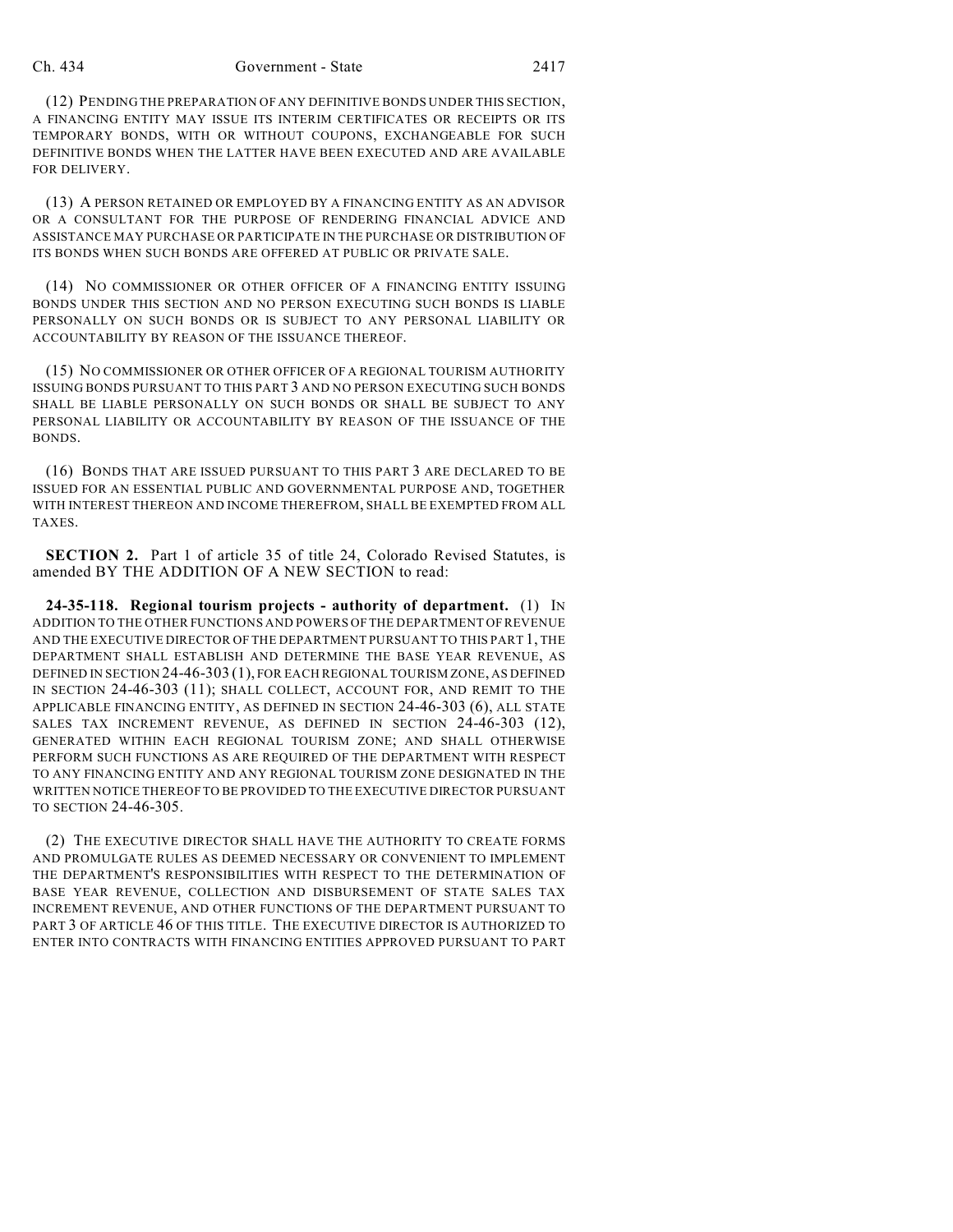(12) PENDING THE PREPARATION OF ANY DEFINITIVE BONDS UNDER THIS SECTION, A FINANCING ENTITY MAY ISSUE ITS INTERIM CERTIFICATES OR RECEIPTS OR ITS TEMPORARY BONDS, WITH OR WITHOUT COUPONS, EXCHANGEABLE FOR SUCH DEFINITIVE BONDS WHEN THE LATTER HAVE BEEN EXECUTED AND ARE AVAILABLE FOR DELIVERY.

(13) A PERSON RETAINED OR EMPLOYED BY A FINANCING ENTITY AS AN ADVISOR OR A CONSULTANT FOR THE PURPOSE OF RENDERING FINANCIAL ADVICE AND ASSISTANCE MAY PURCHASE OR PARTICIPATE IN THE PURCHASE OR DISTRIBUTION OF ITS BONDS WHEN SUCH BONDS ARE OFFERED AT PUBLIC OR PRIVATE SALE.

(14) NO COMMISSIONER OR OTHER OFFICER OF A FINANCING ENTITY ISSUING BONDS UNDER THIS SECTION AND NO PERSON EXECUTING SUCH BONDS IS LIABLE PERSONALLY ON SUCH BONDS OR IS SUBJECT TO ANY PERSONAL LIABILITY OR ACCOUNTABILITY BY REASON OF THE ISSUANCE THEREOF.

(15) NO COMMISSIONER OR OTHER OFFICER OF A REGIONAL TOURISM AUTHORITY ISSUING BONDS PURSUANT TO THIS PART 3 AND NO PERSON EXECUTING SUCH BONDS SHALL BE LIABLE PERSONALLY ON SUCH BONDS OR SHALL BE SUBJECT TO ANY PERSONAL LIABILITY OR ACCOUNTABILITY BY REASON OF THE ISSUANCE OF THE BONDS.

(16) BONDS THAT ARE ISSUED PURSUANT TO THIS PART 3 ARE DECLARED TO BE ISSUED FOR AN ESSENTIAL PUBLIC AND GOVERNMENTAL PURPOSE AND, TOGETHER WITH INTEREST THEREON AND INCOME THEREFROM, SHALL BE EXEMPTED FROM ALL TAXES.

**SECTION 2.** Part 1 of article 35 of title 24, Colorado Revised Statutes, is amended BY THE ADDITION OF A NEW SECTION to read:

**24-35-118. Regional tourism projects - authority of department.** (1) IN ADDITION TO THE OTHER FUNCTIONS AND POWERS OF THE DEPARTMENT OF REVENUE AND THE EXECUTIVE DIRECTOR OF THE DEPARTMENT PURSUANT TO THIS PART 1, THE DEPARTMENT SHALL ESTABLISH AND DETERMINE THE BASE YEAR REVENUE, AS DEFINED IN SECTION 24-46-303 (1), FOR EACH REGIONAL TOURISM ZONE, AS DEFINED IN SECTION 24-46-303 (11); SHALL COLLECT, ACCOUNT FOR, AND REMIT TO THE APPLICABLE FINANCING ENTITY, AS DEFINED IN SECTION 24-46-303 (6), ALL STATE SALES TAX INCREMENT REVENUE, AS DEFINED IN SECTION 24-46-303 (12), GENERATED WITHIN EACH REGIONAL TOURISM ZONE; AND SHALL OTHERWISE PERFORM SUCH FUNCTIONS AS ARE REQUIRED OF THE DEPARTMENT WITH RESPECT TO ANY FINANCING ENTITY AND ANY REGIONAL TOURISM ZONE DESIGNATED IN THE WRITTEN NOTICE THEREOF TO BE PROVIDED TO THE EXECUTIVE DIRECTOR PURSUANT TO SECTION 24-46-305.

(2) THE EXECUTIVE DIRECTOR SHALL HAVE THE AUTHORITY TO CREATE FORMS AND PROMULGATE RULES AS DEEMED NECESSARY OR CONVENIENT TO IMPLEMENT THE DEPARTMENT'S RESPONSIBILITIES WITH RESPECT TO THE DETERMINATION OF BASE YEAR REVENUE, COLLECTION AND DISBURSEMENT OF STATE SALES TAX INCREMENT REVENUE, AND OTHER FUNCTIONS OF THE DEPARTMENT PURSUANT TO PART 3 OF ARTICLE 46 OF THIS TITLE. THE EXECUTIVE DIRECTOR IS AUTHORIZED TO ENTER INTO CONTRACTS WITH FINANCING ENTITIES APPROVED PURSUANT TO PART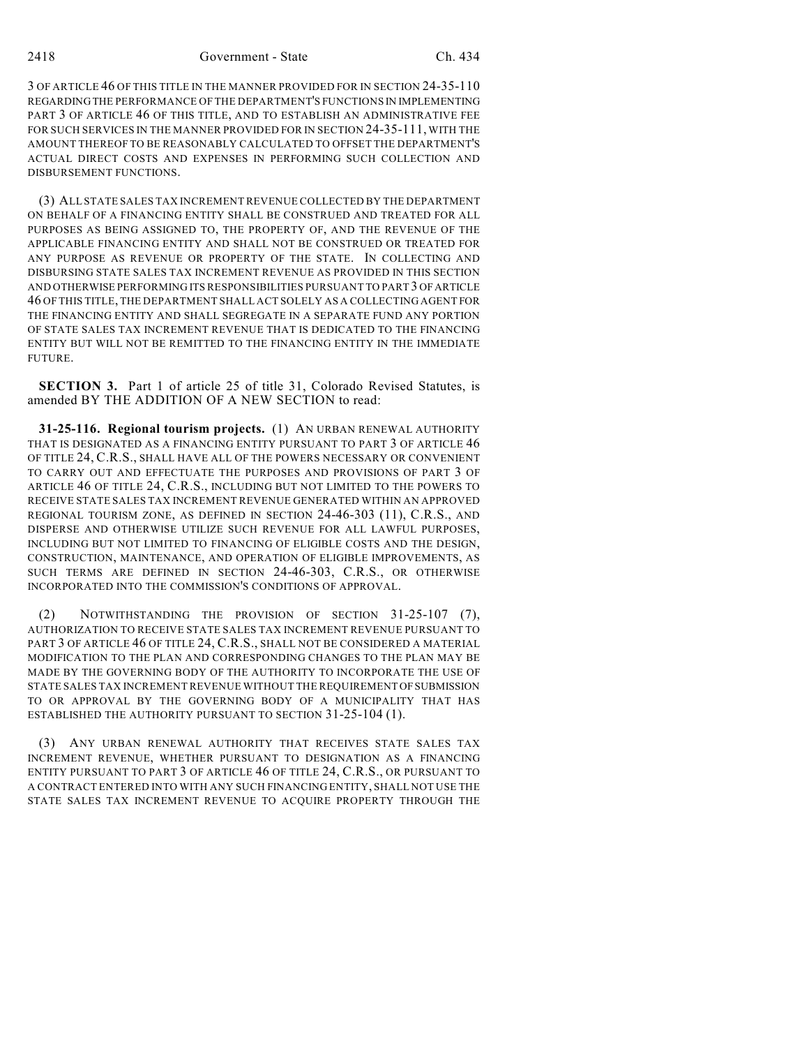3 OF ARTICLE 46 OF THIS TITLE IN THE MANNER PROVIDED FOR IN SECTION 24-35-110 REGARDING THE PERFORMANCE OF THE DEPARTMENT'S FUNCTIONS IN IMPLEMENTING PART 3 OF ARTICLE 46 OF THIS TITLE, AND TO ESTABLISH AN ADMINISTRATIVE FEE FOR SUCH SERVICES IN THE MANNER PROVIDED FOR IN SECTION 24-35-111, WITH THE AMOUNT THEREOF TO BE REASONABLY CALCULATED TO OFFSET THE DEPARTMENT'S ACTUAL DIRECT COSTS AND EXPENSES IN PERFORMING SUCH COLLECTION AND DISBURSEMENT FUNCTIONS.

(3) ALL STATE SALES TAX INCREMENT REVENUE COLLECTED BY THE DEPARTMENT ON BEHALF OF A FINANCING ENTITY SHALL BE CONSTRUED AND TREATED FOR ALL PURPOSES AS BEING ASSIGNED TO, THE PROPERTY OF, AND THE REVENUE OF THE APPLICABLE FINANCING ENTITY AND SHALL NOT BE CONSTRUED OR TREATED FOR ANY PURPOSE AS REVENUE OR PROPERTY OF THE STATE. IN COLLECTING AND DISBURSING STATE SALES TAX INCREMENT REVENUE AS PROVIDED IN THIS SECTION AND OTHERWISE PERFORMING ITS RESPONSIBILITIES PURSUANT TO PART 3 OF ARTICLE 46 OF THIS TITLE, THE DEPARTMENT SHALL ACT SOLELY AS A COLLECTING AGENT FOR THE FINANCING ENTITY AND SHALL SEGREGATE IN A SEPARATE FUND ANY PORTION OF STATE SALES TAX INCREMENT REVENUE THAT IS DEDICATED TO THE FINANCING ENTITY BUT WILL NOT BE REMITTED TO THE FINANCING ENTITY IN THE IMMEDIATE FUTURE.

**SECTION 3.** Part 1 of article 25 of title 31, Colorado Revised Statutes, is amended BY THE ADDITION OF A NEW SECTION to read:

**31-25-116. Regional tourism projects.** (1) AN URBAN RENEWAL AUTHORITY THAT IS DESIGNATED AS A FINANCING ENTITY PURSUANT TO PART 3 OF ARTICLE 46 OF TITLE 24, C.R.S., SHALL HAVE ALL OF THE POWERS NECESSARY OR CONVENIENT TO CARRY OUT AND EFFECTUATE THE PURPOSES AND PROVISIONS OF PART 3 OF ARTICLE 46 OF TITLE 24, C.R.S., INCLUDING BUT NOT LIMITED TO THE POWERS TO RECEIVE STATE SALES TAX INCREMENT REVENUE GENERATED WITHIN AN APPROVED REGIONAL TOURISM ZONE, AS DEFINED IN SECTION 24-46-303 (11), C.R.S., AND DISPERSE AND OTHERWISE UTILIZE SUCH REVENUE FOR ALL LAWFUL PURPOSES, INCLUDING BUT NOT LIMITED TO FINANCING OF ELIGIBLE COSTS AND THE DESIGN, CONSTRUCTION, MAINTENANCE, AND OPERATION OF ELIGIBLE IMPROVEMENTS, AS SUCH TERMS ARE DEFINED IN SECTION 24-46-303, C.R.S., OR OTHERWISE INCORPORATED INTO THE COMMISSION'S CONDITIONS OF APPROVAL.

(2) NOTWITHSTANDING THE PROVISION OF SECTION 31-25-107 (7), AUTHORIZATION TO RECEIVE STATE SALES TAX INCREMENT REVENUE PURSUANT TO PART 3 OF ARTICLE 46 OF TITLE 24, C.R.S., SHALL NOT BE CONSIDERED A MATERIAL MODIFICATION TO THE PLAN AND CORRESPONDING CHANGES TO THE PLAN MAY BE MADE BY THE GOVERNING BODY OF THE AUTHORITY TO INCORPORATE THE USE OF STATE SALES TAX INCREMENT REVENUE WITHOUT THE REQUIREMENT OF SUBMISSION TO OR APPROVAL BY THE GOVERNING BODY OF A MUNICIPALITY THAT HAS ESTABLISHED THE AUTHORITY PURSUANT TO SECTION 31-25-104 (1).

(3) ANY URBAN RENEWAL AUTHORITY THAT RECEIVES STATE SALES TAX INCREMENT REVENUE, WHETHER PURSUANT TO DESIGNATION AS A FINANCING ENTITY PURSUANT TO PART 3 OF ARTICLE 46 OF TITLE 24, C.R.S., OR PURSUANT TO A CONTRACT ENTERED INTO WITH ANY SUCH FINANCING ENTITY, SHALL NOT USE THE STATE SALES TAX INCREMENT REVENUE TO ACQUIRE PROPERTY THROUGH THE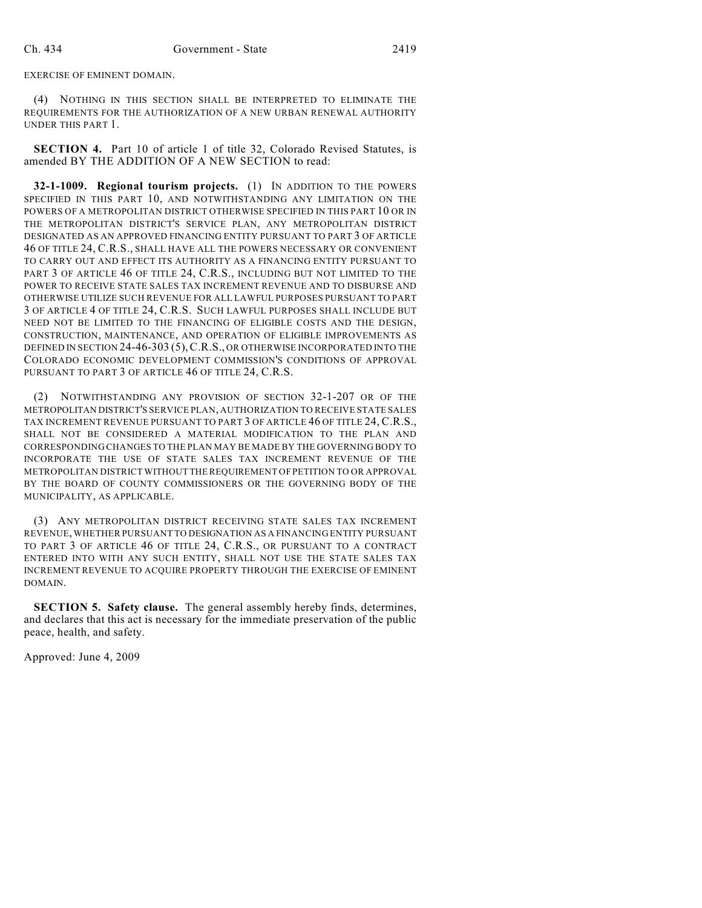EXERCISE OF EMINENT DOMAIN.

(4) NOTHING IN THIS SECTION SHALL BE INTERPRETED TO ELIMINATE THE REQUIREMENTS FOR THE AUTHORIZATION OF A NEW URBAN RENEWAL AUTHORITY UNDER THIS PART 1.

**SECTION 4.** Part 10 of article 1 of title 32, Colorado Revised Statutes, is amended BY THE ADDITION OF A NEW SECTION to read:

**32-1-1009. Regional tourism projects.** (1) IN ADDITION TO THE POWERS SPECIFIED IN THIS PART 10, AND NOTWITHSTANDING ANY LIMITATION ON THE POWERS OF A METROPOLITAN DISTRICT OTHERWISE SPECIFIED IN THIS PART 10 OR IN THE METROPOLITAN DISTRICT'S SERVICE PLAN, ANY METROPOLITAN DISTRICT DESIGNATED AS AN APPROVED FINANCING ENTITY PURSUANT TO PART 3 OF ARTICLE 46 OF TITLE 24, C.R.S., SHALL HAVE ALL THE POWERS NECESSARY OR CONVENIENT TO CARRY OUT AND EFFECT ITS AUTHORITY AS A FINANCING ENTITY PURSUANT TO PART 3 OF ARTICLE 46 OF TITLE 24, C.R.S., INCLUDING BUT NOT LIMITED TO THE POWER TO RECEIVE STATE SALES TAX INCREMENT REVENUE AND TO DISBURSE AND OTHERWISE UTILIZE SUCH REVENUE FOR ALL LAWFUL PURPOSES PURSUANT TO PART 3 OF ARTICLE 4 OF TITLE 24, C.R.S. SUCH LAWFUL PURPOSES SHALL INCLUDE BUT NEED NOT BE LIMITED TO THE FINANCING OF ELIGIBLE COSTS AND THE DESIGN, CONSTRUCTION, MAINTENANCE, AND OPERATION OF ELIGIBLE IMPROVEMENTS AS DEFINED IN SECTION 24-46-303 (5), C.R.S., OR OTHERWISE INCORPORATED INTO THE COLORADO ECONOMIC DEVELOPMENT COMMISSION'S CONDITIONS OF APPROVAL PURSUANT TO PART 3 OF ARTICLE 46 OF TITLE 24, C.R.S.

(2) NOTWITHSTANDING ANY PROVISION OF SECTION 32-1-207 OR OF THE METROPOLITAN DISTRICT'S SERVICE PLAN, AUTHORIZATION TO RECEIVE STATE SALES TAX INCREMENT REVENUE PURSUANT TO PART 3 OF ARTICLE 46 OF TITLE 24, C.R.S., SHALL NOT BE CONSIDERED A MATERIAL MODIFICATION TO THE PLAN AND CORRESPONDING CHANGES TO THE PLAN MAY BE MADE BY THE GOVERNING BODY TO INCORPORATE THE USE OF STATE SALES TAX INCREMENT REVENUE OF THE METROPOLITAN DISTRICT WITHOUT THE REQUIREMENT OF PETITION TO OR APPROVAL BY THE BOARD OF COUNTY COMMISSIONERS OR THE GOVERNING BODY OF THE MUNICIPALITY, AS APPLICABLE.

(3) ANY METROPOLITAN DISTRICT RECEIVING STATE SALES TAX INCREMENT REVENUE, WHETHER PURSUANT TO DESIGNATION AS A FINANCING ENTITY PURSUANT TO PART 3 OF ARTICLE 46 OF TITLE 24, C.R.S., OR PURSUANT TO A CONTRACT ENTERED INTO WITH ANY SUCH ENTITY, SHALL NOT USE THE STATE SALES TAX INCREMENT REVENUE TO ACQUIRE PROPERTY THROUGH THE EXERCISE OF EMINENT DOMAIN.

**SECTION 5. Safety clause.** The general assembly hereby finds, determines, and declares that this act is necessary for the immediate preservation of the public peace, health, and safety.

Approved: June 4, 2009